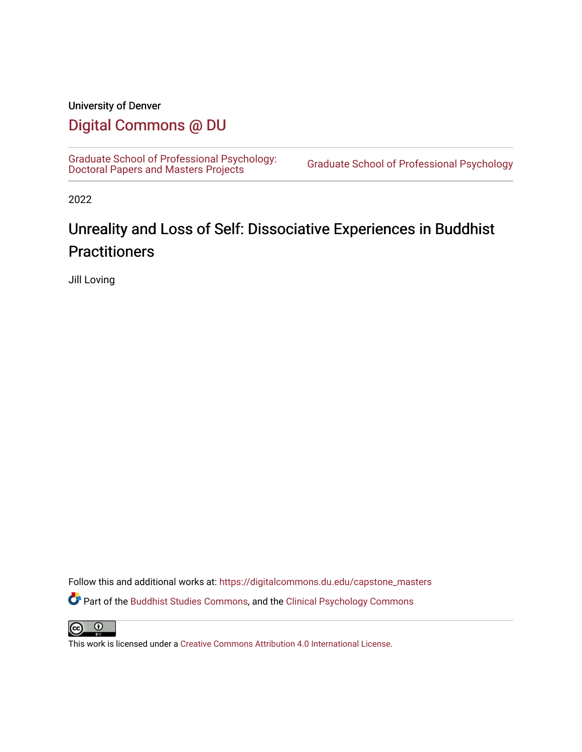University of Denver

Digital Commons @ DU

Graduate School of Professional Psychology: Doctoral Papers and Masters Projects

Graduate School of Professional Psychology

2022

# Unreality and Loss of Self: Dissociative Experiences in Buddhist Practitioners

Jill Loving

Follow this and additional works at: https://digitalcommons.du.edu/capstone_masters

Part of the Buddhist Studies Commons, and the Clinical Psychology Commons

This work is licensed under a Creative Commons Attribution 4.0 International License.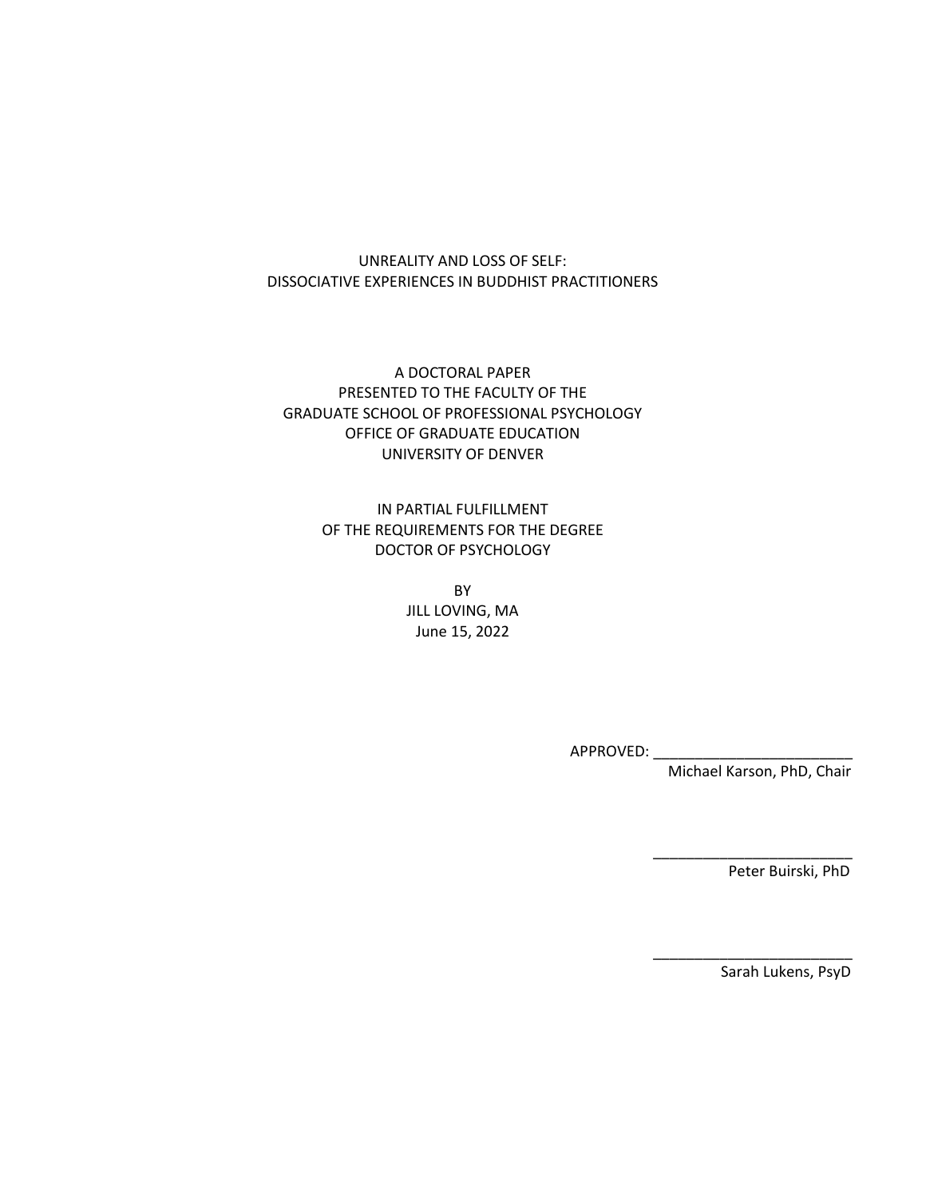# UNREALITY AND LOSS OF SELF: DISSOCIATIVE EXPERIENCES IN BUDDHIST PRACTITIONERS

A DOCTORAL PAPER
PRESENTED TO THE FACULTY OF THE
GRADUATE SCHOOL OF PROFESSIONAL PSYCHOLOGY
OFFICE OF GRADUATE EDUCATION
UNIVERSITY OF DENVER

IN PARTIAL FULFILLMENT
OF THE REQUIREMENTS FOR THE DEGREE
DOCTOR OF PSYCHOLOGY

BY
JILL LOVING, MA
June 15, 2022

APPROVED: ________________________
Michael Karson, PhD, Chair

________________________
Peter Buirski, PhD

________________________
Sarah Lukens, PsyD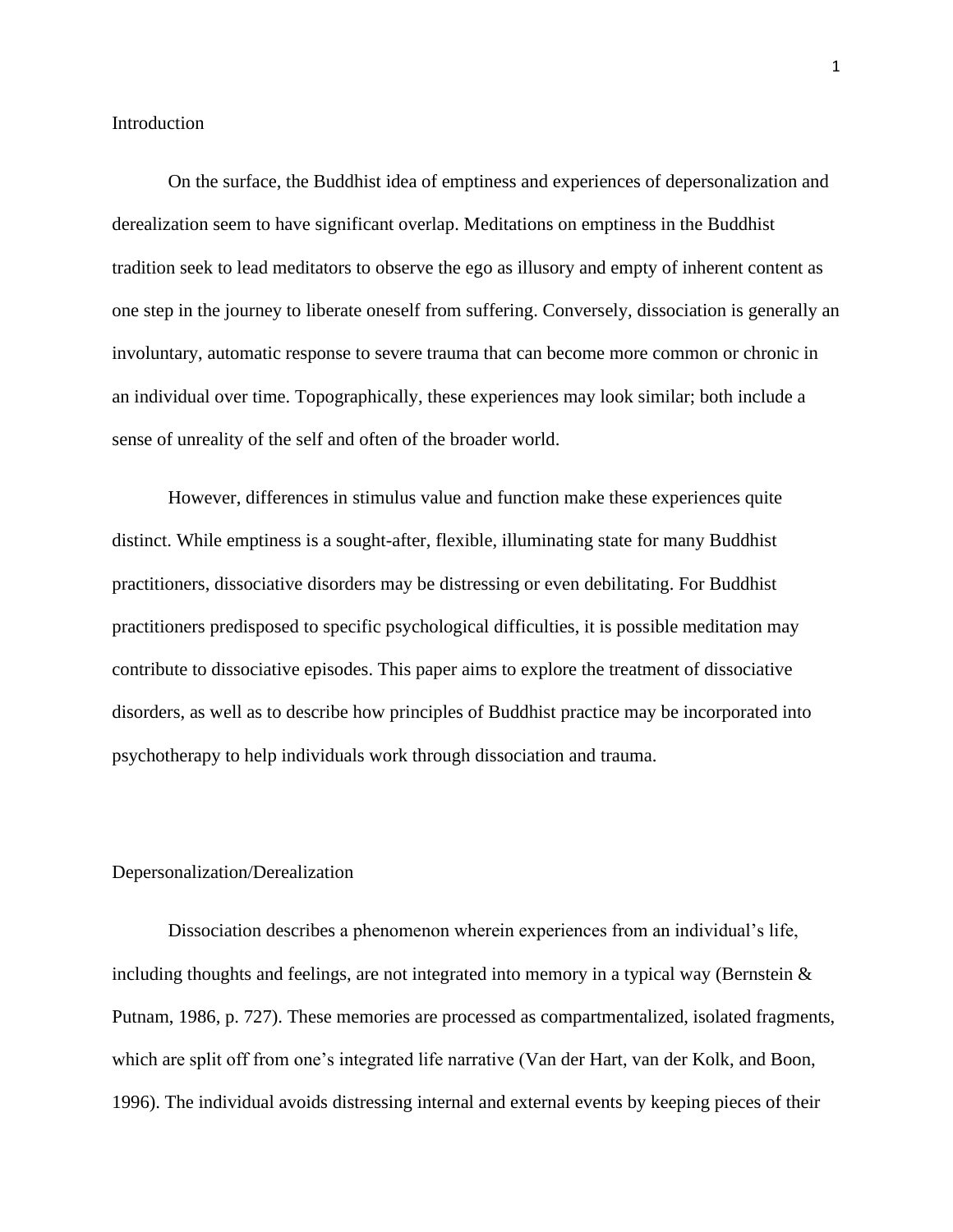## Introduction

On the surface, the Buddhist idea of emptiness and experiences of depersonalization and derealization seem to have significant overlap. Meditations on emptiness in the Buddhist tradition seek to lead meditators to observe the ego as illusory and empty of inherent content as one step in the journey to liberate oneself from suffering. Conversely, dissociation is generally an involuntary, automatic response to severe trauma that can become more common or chronic in an individual over time. Topographically, these experiences may look similar; both include a sense of unreality of the self and often of the broader world.

However, differences in stimulus value and function make these experiences quite distinct. While emptiness is a sought-after, flexible, illuminating state for many Buddhist practitioners, dissociative disorders may be distressing or even debilitating. For Buddhist practitioners predisposed to specific psychological difficulties, it is possible meditation may contribute to dissociative episodes. This paper aims to explore the treatment of dissociative disorders, as well as to describe how principles of Buddhist practice may be incorporated into psychotherapy to help individuals work through dissociation and trauma.

## Depersonalization/Derealization

Dissociation describes a phenomenon wherein experiences from an individual's life, including thoughts and feelings, are not integrated into memory in a typical way (Bernstein & Putnam, 1986, p. 727). These memories are processed as compartmentalized, isolated fragments, which are split off from one's integrated life narrative (Van der Hart, van der Kolk, and Boon, 1996). The individual avoids distressing internal and external events by keeping pieces of their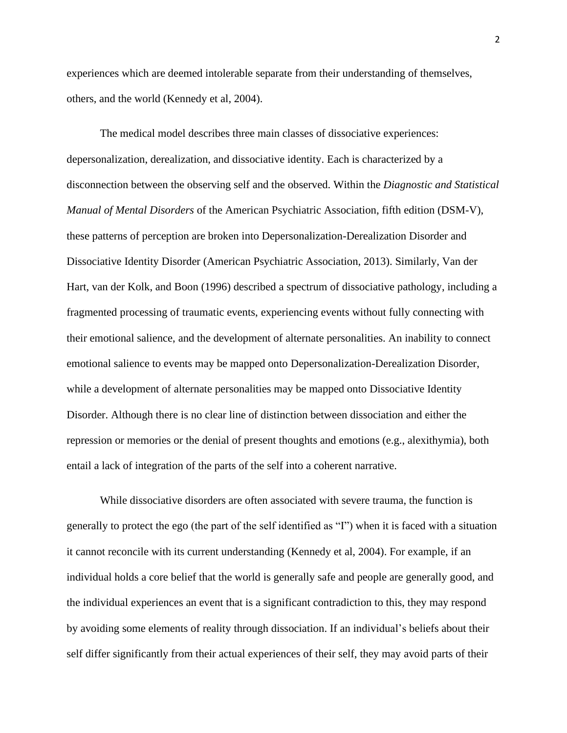experiences which are deemed intolerable separate from their understanding of themselves, others, and the world (Kennedy et al, 2004).

The medical model describes three main classes of dissociative experiences: depersonalization, derealization, and dissociative identity. Each is characterized by a disconnection between the observing self and the observed. Within the *Diagnostic and Statistical Manual of Mental Disorders* of the American Psychiatric Association, fifth edition (DSM-V), these patterns of perception are broken into Depersonalization-Derealization Disorder and Dissociative Identity Disorder (American Psychiatric Association, 2013). Similarly, Van der Hart, van der Kolk, and Boon (1996) described a spectrum of dissociative pathology, including a fragmented processing of traumatic events, experiencing events without fully connecting with their emotional salience, and the development of alternate personalities. An inability to connect emotional salience to events may be mapped onto Depersonalization-Derealization Disorder, while a development of alternate personalities may be mapped onto Dissociative Identity Disorder. Although there is no clear line of distinction between dissociation and either the repression or memories or the denial of present thoughts and emotions (e.g., alexithymia), both entail a lack of integration of the parts of the self into a coherent narrative.

While dissociative disorders are often associated with severe trauma, the function is generally to protect the ego (the part of the self identified as "I") when it is faced with a situation it cannot reconcile with its current understanding (Kennedy et al, 2004). For example, if an individual holds a core belief that the world is generally safe and people are generally good, and the individual experiences an event that is a significant contradiction to this, they may respond by avoiding some elements of reality through dissociation. If an individual's beliefs about their self differ significantly from their actual experiences of their self, they may avoid parts of their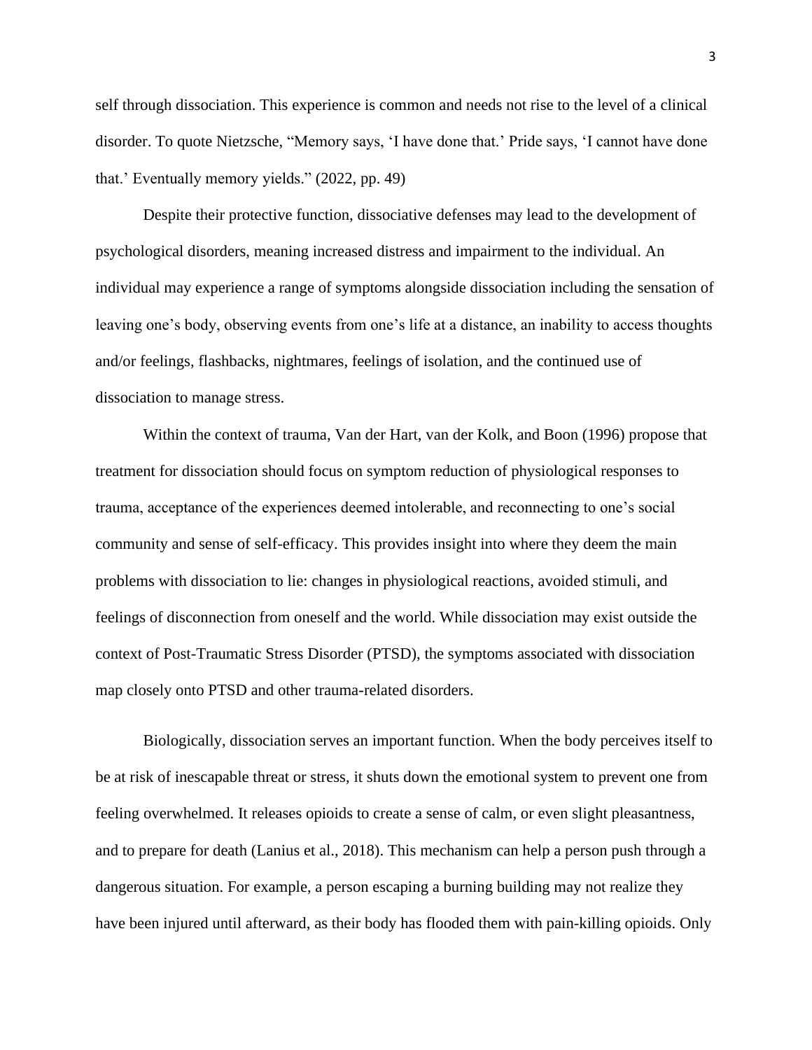self through dissociation. This experience is common and needs not rise to the level of a clinical disorder. To quote Nietzsche, "Memory says, 'I have done that.' Pride says, 'I cannot have done that.' Eventually memory yields." (2022, pp. 49)

Despite their protective function, dissociative defenses may lead to the development of psychological disorders, meaning increased distress and impairment to the individual. An individual may experience a range of symptoms alongside dissociation including the sensation of leaving one's body, observing events from one's life at a distance, an inability to access thoughts and/or feelings, flashbacks, nightmares, feelings of isolation, and the continued use of dissociation to manage stress.

Within the context of trauma, Van der Hart, van der Kolk, and Boon (1996) propose that treatment for dissociation should focus on symptom reduction of physiological responses to trauma, acceptance of the experiences deemed intolerable, and reconnecting to one's social community and sense of self-efficacy. This provides insight into where they deem the main problems with dissociation to lie: changes in physiological reactions, avoided stimuli, and feelings of disconnection from oneself and the world. While dissociation may exist outside the context of Post-Traumatic Stress Disorder (PTSD), the symptoms associated with dissociation map closely onto PTSD and other trauma-related disorders.

Biologically, dissociation serves an important function. When the body perceives itself to be at risk of inescapable threat or stress, it shuts down the emotional system to prevent one from feeling overwhelmed. It releases opioids to create a sense of calm, or even slight pleasantness, and to prepare for death (Lanius et al., 2018). This mechanism can help a person push through a dangerous situation. For example, a person escaping a burning building may not realize they have been injured until afterward, as their body has flooded them with pain-killing opioids. Only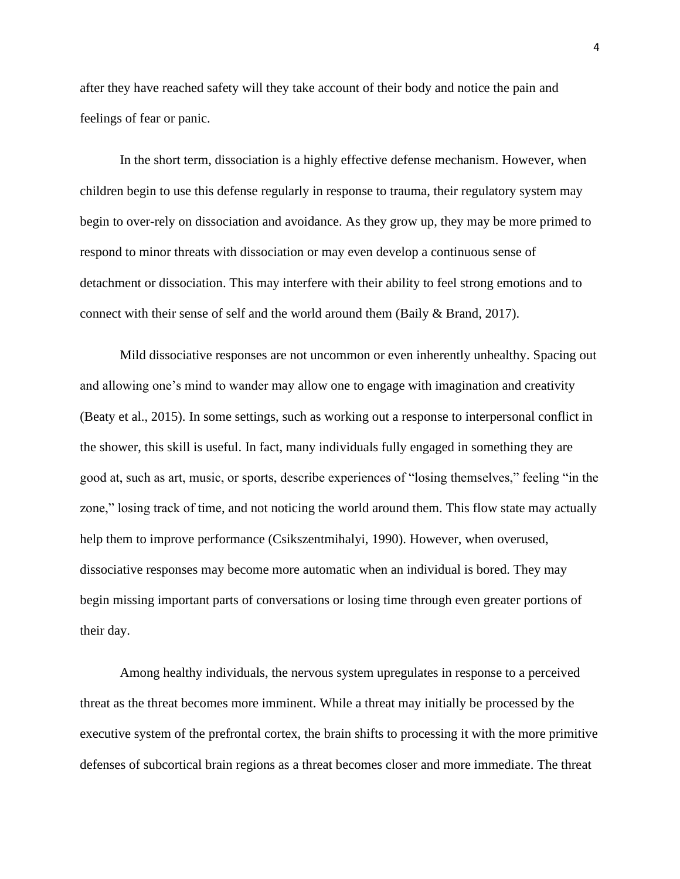after they have reached safety will they take account of their body and notice the pain and feelings of fear or panic.

In the short term, dissociation is a highly effective defense mechanism. However, when children begin to use this defense regularly in response to trauma, their regulatory system may begin to over-rely on dissociation and avoidance. As they grow up, they may be more primed to respond to minor threats with dissociation or may even develop a continuous sense of detachment or dissociation. This may interfere with their ability to feel strong emotions and to connect with their sense of self and the world around them (Baily & Brand, 2017).

Mild dissociative responses are not uncommon or even inherently unhealthy. Spacing out and allowing one's mind to wander may allow one to engage with imagination and creativity (Beaty et al., 2015). In some settings, such as working out a response to interpersonal conflict in the shower, this skill is useful. In fact, many individuals fully engaged in something they are good at, such as art, music, or sports, describe experiences of "losing themselves," feeling "in the zone," losing track of time, and not noticing the world around them. This flow state may actually help them to improve performance (Csikszentmihalyi, 1990). However, when overused, dissociative responses may become more automatic when an individual is bored. They may begin missing important parts of conversations or losing time through even greater portions of their day.

Among healthy individuals, the nervous system upregulates in response to a perceived threat as the threat becomes more imminent. While a threat may initially be processed by the executive system of the prefrontal cortex, the brain shifts to processing it with the more primitive defenses of subcortical brain regions as a threat becomes closer and more immediate. The threat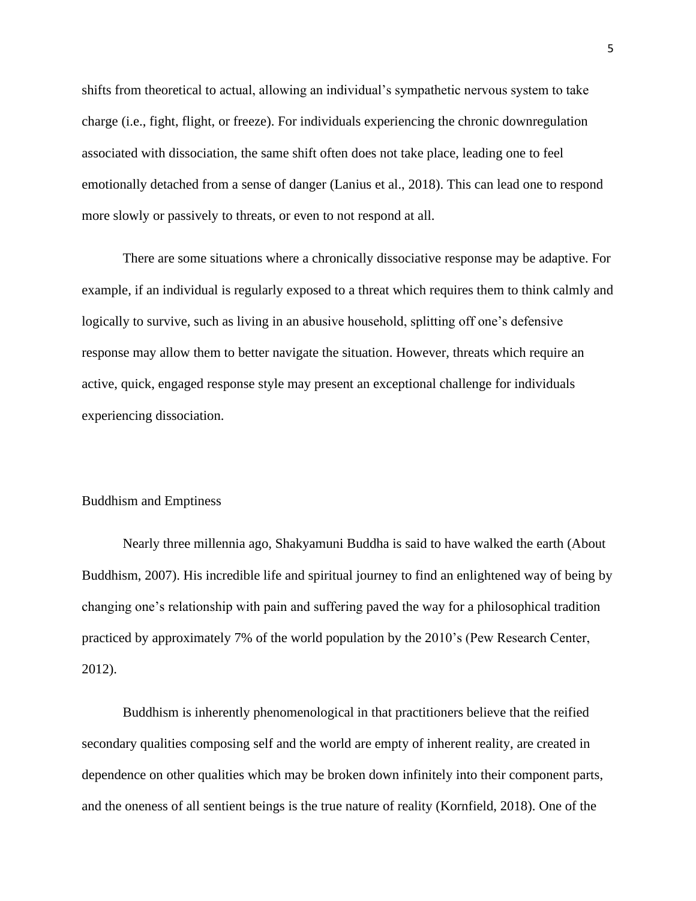shifts from theoretical to actual, allowing an individual's sympathetic nervous system to take charge (i.e., fight, flight, or freeze). For individuals experiencing the chronic downregulation associated with dissociation, the same shift often does not take place, leading one to feel emotionally detached from a sense of danger (Lanius et al., 2018). This can lead one to respond more slowly or passively to threats, or even to not respond at all.

There are some situations where a chronically dissociative response may be adaptive. For example, if an individual is regularly exposed to a threat which requires them to think calmly and logically to survive, such as living in an abusive household, splitting off one's defensive response may allow them to better navigate the situation. However, threats which require an active, quick, engaged response style may present an exceptional challenge for individuals experiencing dissociation.

## Buddhism and Emptiness

Nearly three millennia ago, Shakyamuni Buddha is said to have walked the earth (About Buddhism, 2007). His incredible life and spiritual journey to find an enlightened way of being by changing one's relationship with pain and suffering paved the way for a philosophical tradition practiced by approximately 7% of the world population by the 2010's (Pew Research Center, 2012).

Buddhism is inherently phenomenological in that practitioners believe that the reified secondary qualities composing self and the world are empty of inherent reality, are created in dependence on other qualities which may be broken down infinitely into their component parts, and the oneness of all sentient beings is the true nature of reality (Kornfield, 2018). One of the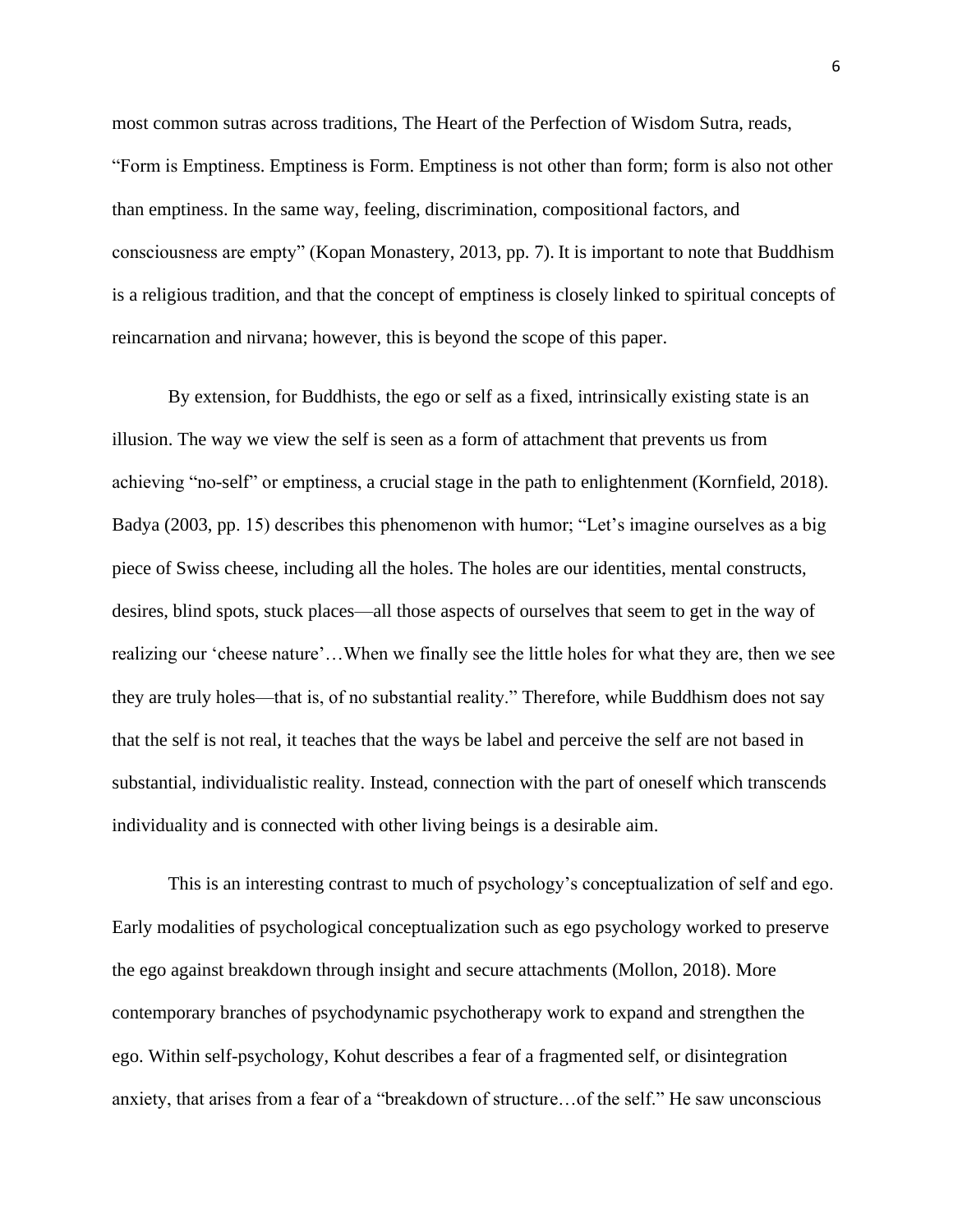most common sutras across traditions, The Heart of the Perfection of Wisdom Sutra, reads, "Form is Emptiness. Emptiness is Form. Emptiness is not other than form; form is also not other than emptiness. In the same way, feeling, discrimination, compositional factors, and consciousness are empty" (Kopan Monastery, 2013, pp. 7). It is important to note that Buddhism is a religious tradition, and that the concept of emptiness is closely linked to spiritual concepts of reincarnation and nirvana; however, this is beyond the scope of this paper.

By extension, for Buddhists, the ego or self as a fixed, intrinsically existing state is an illusion. The way we view the self is seen as a form of attachment that prevents us from achieving "no-self" or emptiness, a crucial stage in the path to enlightenment (Kornfield, 2018). Badya (2003, pp. 15) describes this phenomenon with humor; "Let's imagine ourselves as a big piece of Swiss cheese, including all the holes. The holes are our identities, mental constructs, desires, blind spots, stuck places—all those aspects of ourselves that seem to get in the way of realizing our 'cheese nature'…When we finally see the little holes for what they are, then we see they are truly holes—that is, of no substantial reality." Therefore, while Buddhism does not say that the self is not real, it teaches that the ways be label and perceive the self are not based in substantial, individualistic reality. Instead, connection with the part of oneself which transcends individuality and is connected with other living beings is a desirable aim.

This is an interesting contrast to much of psychology's conceptualization of self and ego. Early modalities of psychological conceptualization such as ego psychology worked to preserve the ego against breakdown through insight and secure attachments (Mollon, 2018). More contemporary branches of psychodynamic psychotherapy work to expand and strengthen the ego. Within self-psychology, Kohut describes a fear of a fragmented self, or disintegration anxiety, that arises from a fear of a "breakdown of structure…of the self." He saw unconscious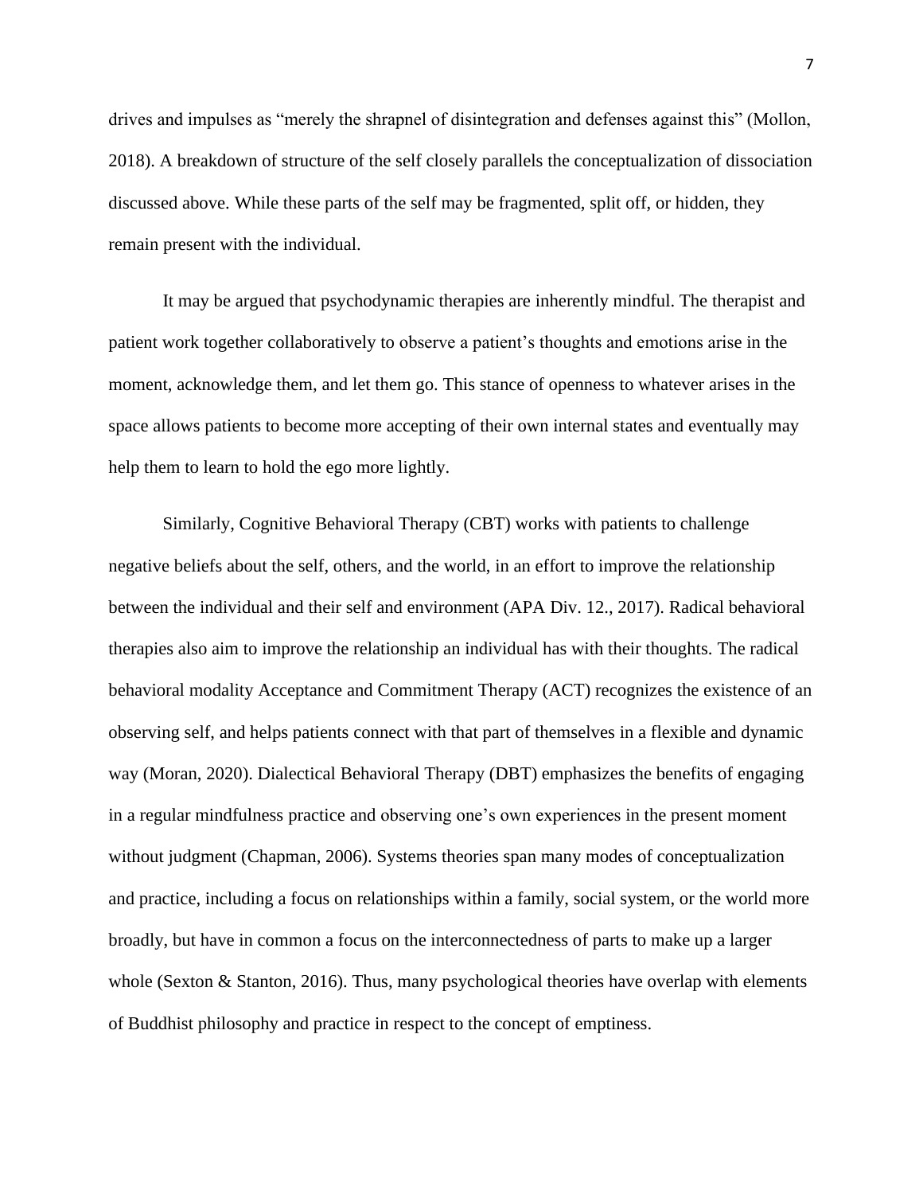drives and impulses as "merely the shrapnel of disintegration and defenses against this" (Mollon, 2018). A breakdown of structure of the self closely parallels the conceptualization of dissociation discussed above. While these parts of the self may be fragmented, split off, or hidden, they remain present with the individual.

It may be argued that psychodynamic therapies are inherently mindful. The therapist and patient work together collaboratively to observe a patient's thoughts and emotions arise in the moment, acknowledge them, and let them go. This stance of openness to whatever arises in the space allows patients to become more accepting of their own internal states and eventually may help them to learn to hold the ego more lightly.

Similarly, Cognitive Behavioral Therapy (CBT) works with patients to challenge negative beliefs about the self, others, and the world, in an effort to improve the relationship between the individual and their self and environment (APA Div. 12., 2017). Radical behavioral therapies also aim to improve the relationship an individual has with their thoughts. The radical behavioral modality Acceptance and Commitment Therapy (ACT) recognizes the existence of an observing self, and helps patients connect with that part of themselves in a flexible and dynamic way (Moran, 2020). Dialectical Behavioral Therapy (DBT) emphasizes the benefits of engaging in a regular mindfulness practice and observing one's own experiences in the present moment without judgment (Chapman, 2006). Systems theories span many modes of conceptualization and practice, including a focus on relationships within a family, social system, or the world more broadly, but have in common a focus on the interconnectedness of parts to make up a larger whole (Sexton & Stanton, 2016). Thus, many psychological theories have overlap with elements of Buddhist philosophy and practice in respect to the concept of emptiness.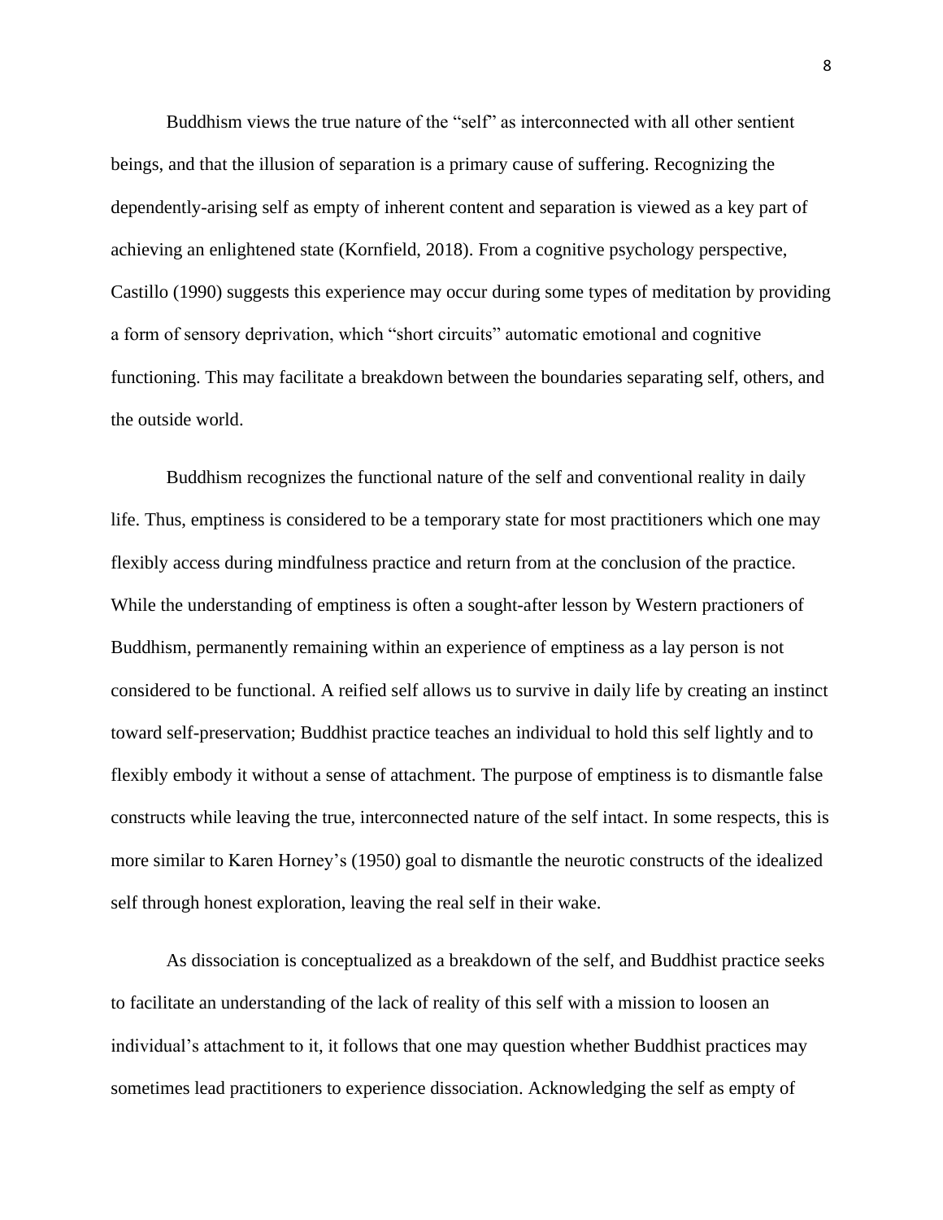Buddhism views the true nature of the "self" as interconnected with all other sentient beings, and that the illusion of separation is a primary cause of suffering. Recognizing the dependently-arising self as empty of inherent content and separation is viewed as a key part of achieving an enlightened state (Kornfield, 2018). From a cognitive psychology perspective, Castillo (1990) suggests this experience may occur during some types of meditation by providing a form of sensory deprivation, which "short circuits" automatic emotional and cognitive functioning. This may facilitate a breakdown between the boundaries separating self, others, and the outside world.

Buddhism recognizes the functional nature of the self and conventional reality in daily life. Thus, emptiness is considered to be a temporary state for most practitioners which one may flexibly access during mindfulness practice and return from at the conclusion of the practice. While the understanding of emptiness is often a sought-after lesson by Western practioners of Buddhism, permanently remaining within an experience of emptiness as a lay person is not considered to be functional. A reified self allows us to survive in daily life by creating an instinct toward self-preservation; Buddhist practice teaches an individual to hold this self lightly and to flexibly embody it without a sense of attachment. The purpose of emptiness is to dismantle false constructs while leaving the true, interconnected nature of the self intact. In some respects, this is more similar to Karen Horney's (1950) goal to dismantle the neurotic constructs of the idealized self through honest exploration, leaving the real self in their wake.

As dissociation is conceptualized as a breakdown of the self, and Buddhist practice seeks to facilitate an understanding of the lack of reality of this self with a mission to loosen an individual's attachment to it, it follows that one may question whether Buddhist practices may sometimes lead practitioners to experience dissociation. Acknowledging the self as empty of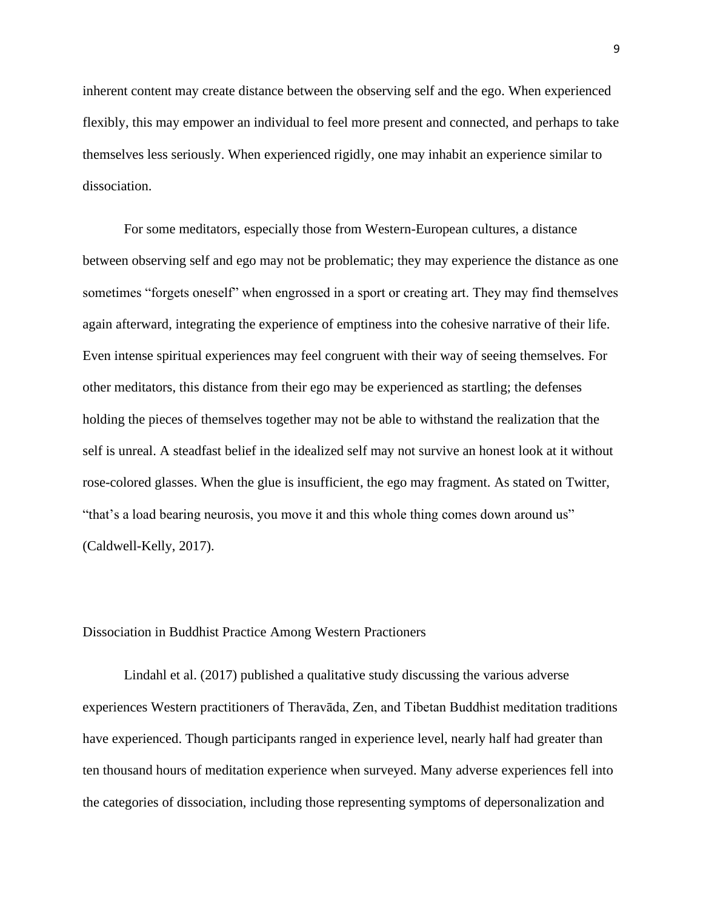inherent content may create distance between the observing self and the ego. When experienced flexibly, this may empower an individual to feel more present and connected, and perhaps to take themselves less seriously. When experienced rigidly, one may inhabit an experience similar to dissociation.

For some meditators, especially those from Western-European cultures, a distance between observing self and ego may not be problematic; they may experience the distance as one sometimes "forgets oneself" when engrossed in a sport or creating art. They may find themselves again afterward, integrating the experience of emptiness into the cohesive narrative of their life. Even intense spiritual experiences may feel congruent with their way of seeing themselves. For other meditators, this distance from their ego may be experienced as startling; the defenses holding the pieces of themselves together may not be able to withstand the realization that the self is unreal. A steadfast belief in the idealized self may not survive an honest look at it without rose-colored glasses. When the glue is insufficient, the ego may fragment. As stated on Twitter, "that's a load bearing neurosis, you move it and this whole thing comes down around us" (Caldwell-Kelly, 2017).

## Dissociation in Buddhist Practice Among Western Practioners

Lindahl et al. (2017) published a qualitative study discussing the various adverse experiences Western practitioners of Theravāda, Zen, and Tibetan Buddhist meditation traditions have experienced. Though participants ranged in experience level, nearly half had greater than ten thousand hours of meditation experience when surveyed. Many adverse experiences fell into the categories of dissociation, including those representing symptoms of depersonalization and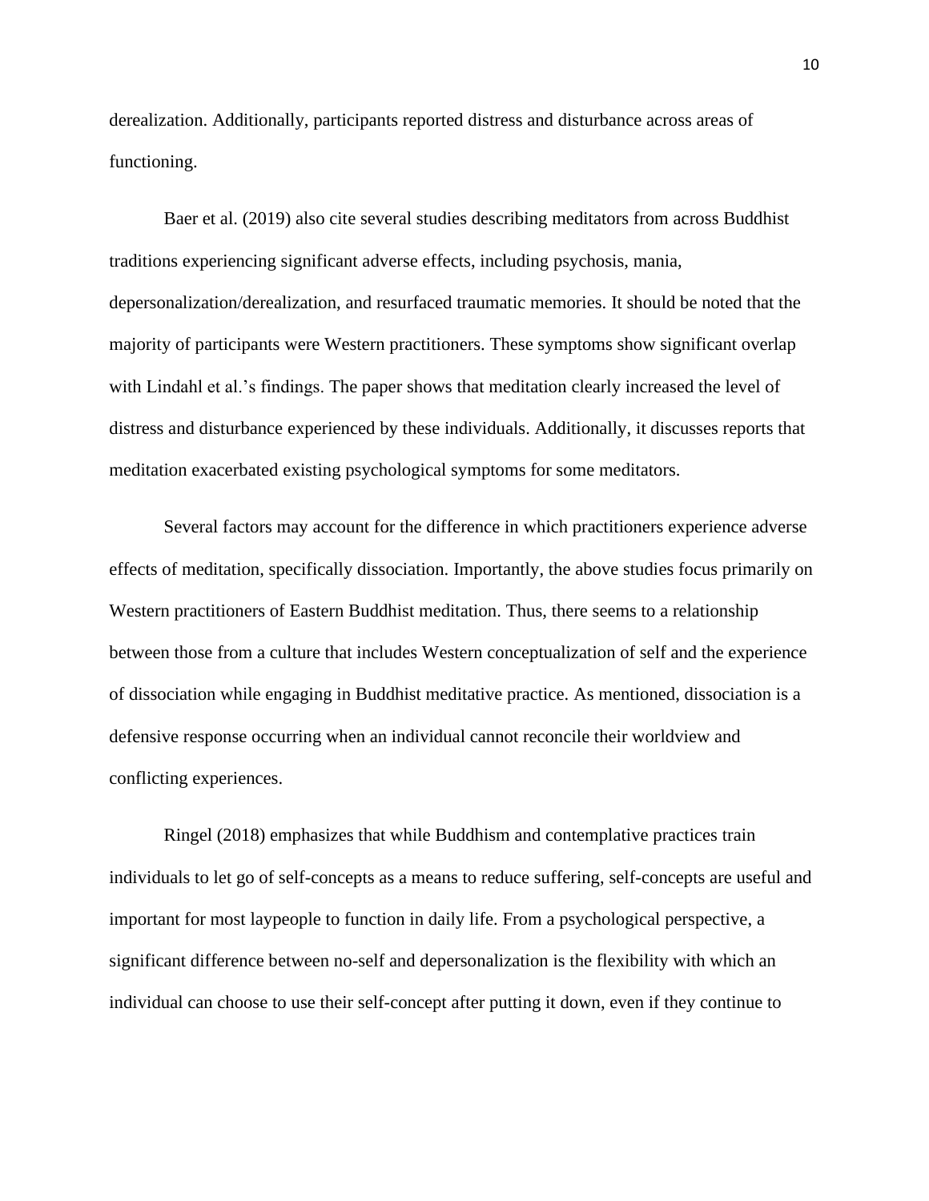derealization. Additionally, participants reported distress and disturbance across areas of functioning.

Baer et al. (2019) also cite several studies describing meditators from across Buddhist traditions experiencing significant adverse effects, including psychosis, mania, depersonalization/derealization, and resurfaced traumatic memories. It should be noted that the majority of participants were Western practitioners. These symptoms show significant overlap with Lindahl et al.'s findings. The paper shows that meditation clearly increased the level of distress and disturbance experienced by these individuals. Additionally, it discusses reports that meditation exacerbated existing psychological symptoms for some meditators.

Several factors may account for the difference in which practitioners experience adverse effects of meditation, specifically dissociation. Importantly, the above studies focus primarily on Western practitioners of Eastern Buddhist meditation. Thus, there seems to a relationship between those from a culture that includes Western conceptualization of self and the experience of dissociation while engaging in Buddhist meditative practice. As mentioned, dissociation is a defensive response occurring when an individual cannot reconcile their worldview and conflicting experiences.

Ringel (2018) emphasizes that while Buddhism and contemplative practices train individuals to let go of self-concepts as a means to reduce suffering, self-concepts are useful and important for most laypeople to function in daily life. From a psychological perspective, a significant difference between no-self and depersonalization is the flexibility with which an individual can choose to use their self-concept after putting it down, even if they continue to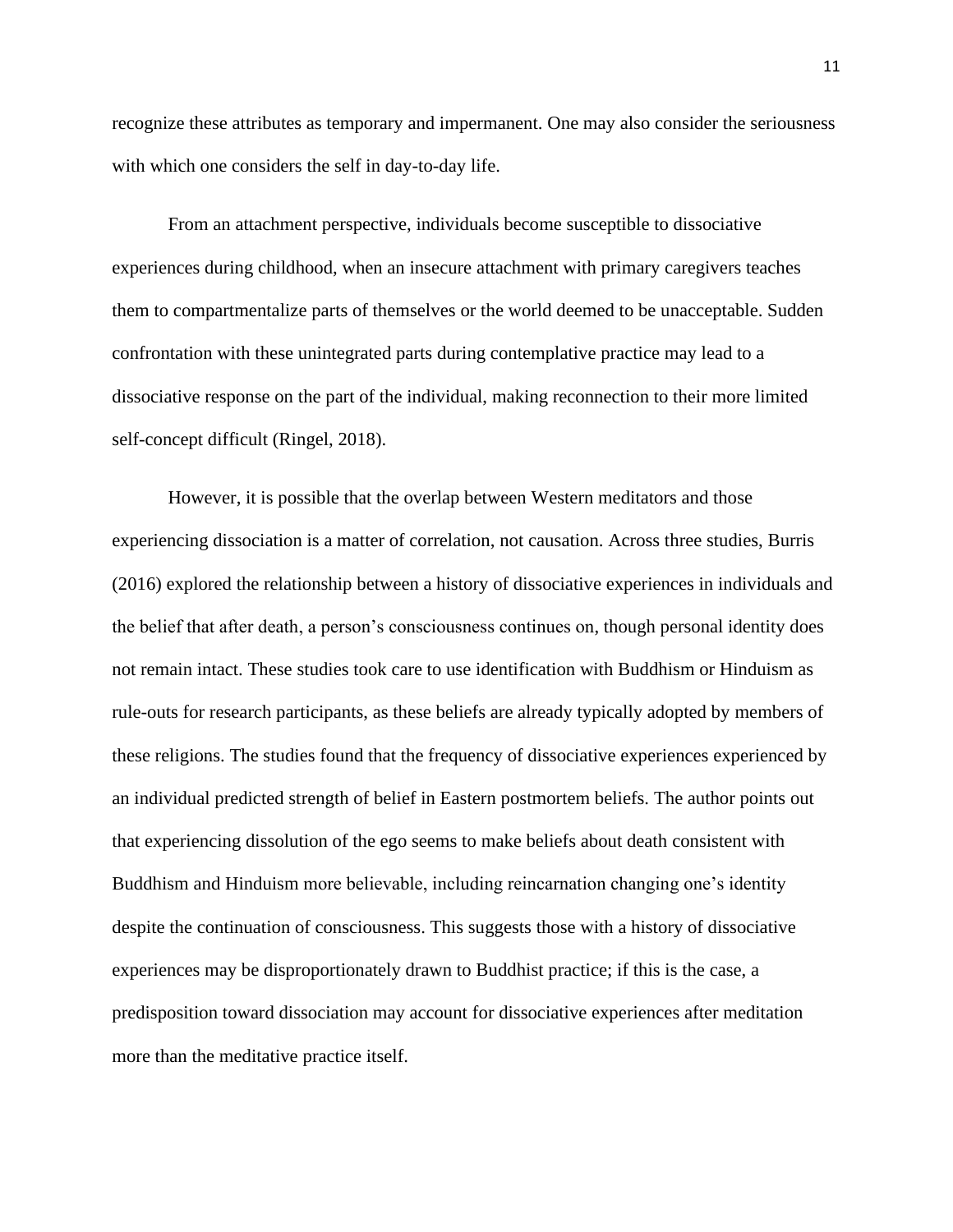recognize these attributes as temporary and impermanent. One may also consider the seriousness with which one considers the self in day-to-day life.

From an attachment perspective, individuals become susceptible to dissociative experiences during childhood, when an insecure attachment with primary caregivers teaches them to compartmentalize parts of themselves or the world deemed to be unacceptable. Sudden confrontation with these unintegrated parts during contemplative practice may lead to a dissociative response on the part of the individual, making reconnection to their more limited self-concept difficult (Ringel, 2018).

However, it is possible that the overlap between Western meditators and those experiencing dissociation is a matter of correlation, not causation. Across three studies, Burris (2016) explored the relationship between a history of dissociative experiences in individuals and the belief that after death, a person's consciousness continues on, though personal identity does not remain intact. These studies took care to use identification with Buddhism or Hinduism as rule-outs for research participants, as these beliefs are already typically adopted by members of these religions. The studies found that the frequency of dissociative experiences experienced by an individual predicted strength of belief in Eastern postmortem beliefs. The author points out that experiencing dissolution of the ego seems to make beliefs about death consistent with Buddhism and Hinduism more believable, including reincarnation changing one's identity despite the continuation of consciousness. This suggests those with a history of dissociative experiences may be disproportionately drawn to Buddhist practice; if this is the case, a predisposition toward dissociation may account for dissociative experiences after meditation more than the meditative practice itself.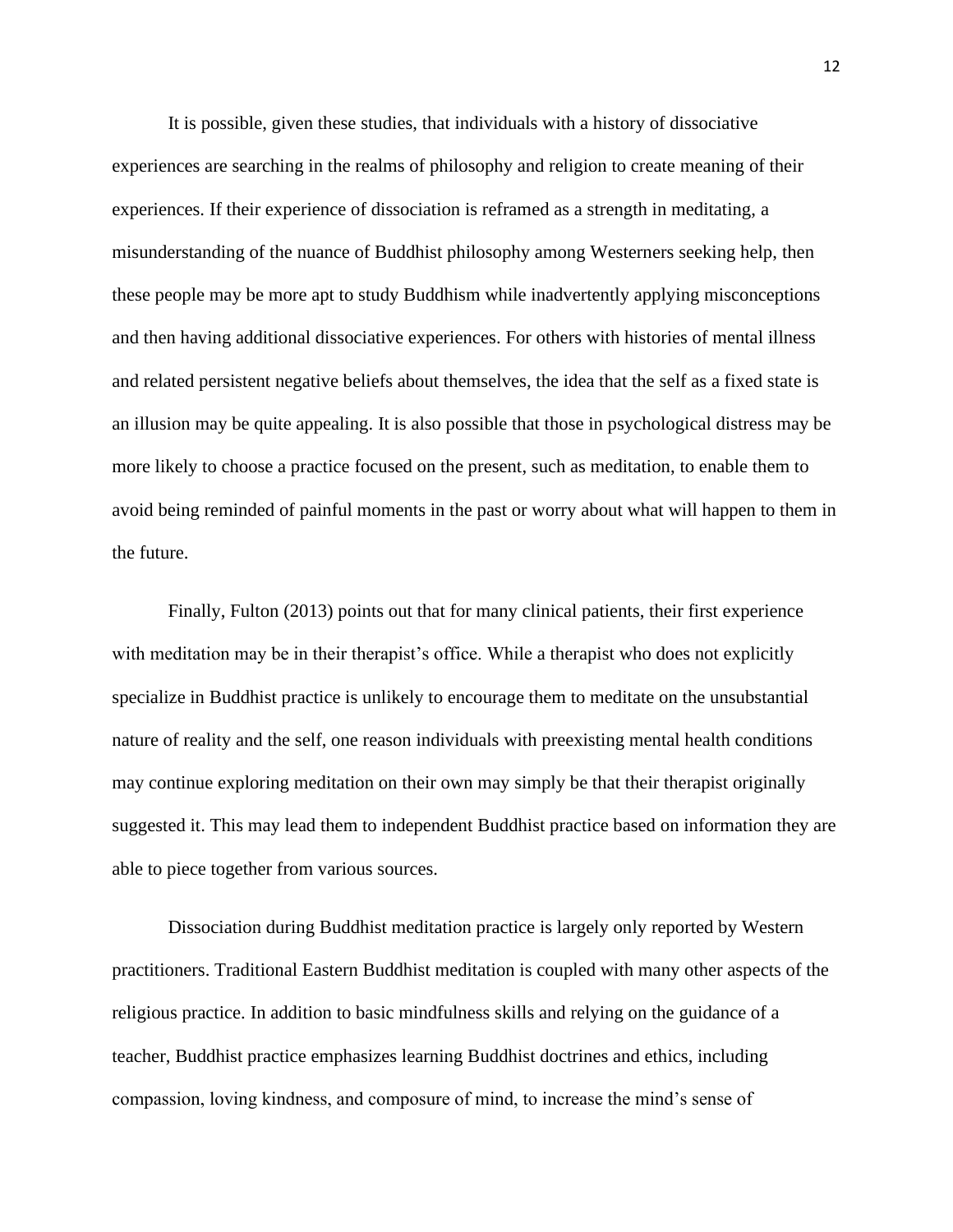It is possible, given these studies, that individuals with a history of dissociative experiences are searching in the realms of philosophy and religion to create meaning of their experiences. If their experience of dissociation is reframed as a strength in meditating, a misunderstanding of the nuance of Buddhist philosophy among Westerners seeking help, then these people may be more apt to study Buddhism while inadvertently applying misconceptions and then having additional dissociative experiences. For others with histories of mental illness and related persistent negative beliefs about themselves, the idea that the self as a fixed state is an illusion may be quite appealing. It is also possible that those in psychological distress may be more likely to choose a practice focused on the present, such as meditation, to enable them to avoid being reminded of painful moments in the past or worry about what will happen to them in the future.

Finally, Fulton (2013) points out that for many clinical patients, their first experience with meditation may be in their therapist's office. While a therapist who does not explicitly specialize in Buddhist practice is unlikely to encourage them to meditate on the unsubstantial nature of reality and the self, one reason individuals with preexisting mental health conditions may continue exploring meditation on their own may simply be that their therapist originally suggested it. This may lead them to independent Buddhist practice based on information they are able to piece together from various sources.

Dissociation during Buddhist meditation practice is largely only reported by Western practitioners. Traditional Eastern Buddhist meditation is coupled with many other aspects of the religious practice. In addition to basic mindfulness skills and relying on the guidance of a teacher, Buddhist practice emphasizes learning Buddhist doctrines and ethics, including compassion, loving kindness, and composure of mind, to increase the mind's sense of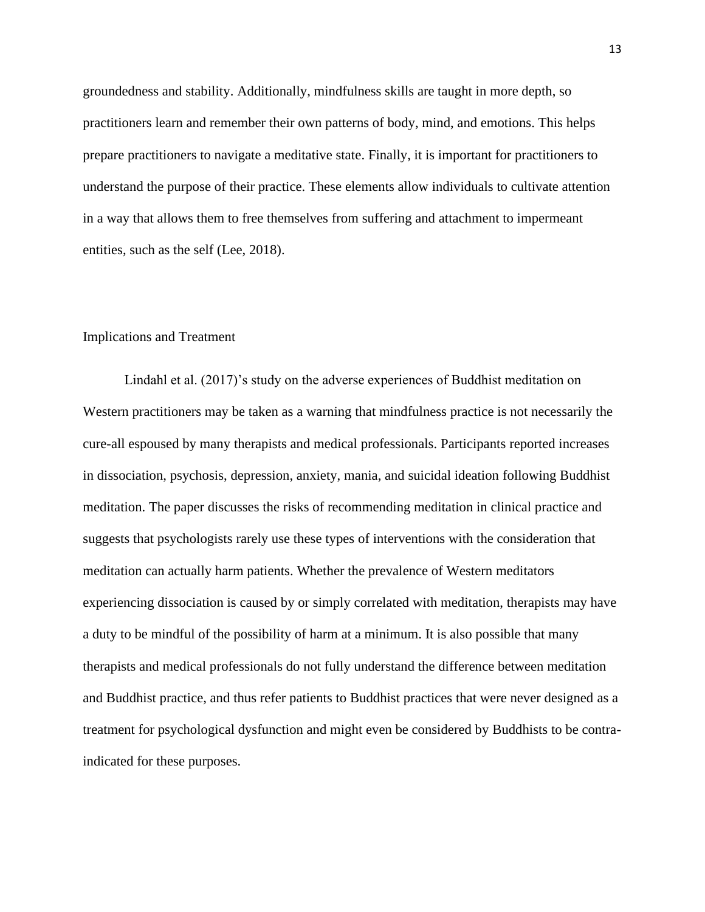groundedness and stability. Additionally, mindfulness skills are taught in more depth, so practitioners learn and remember their own patterns of body, mind, and emotions. This helps prepare practitioners to navigate a meditative state. Finally, it is important for practitioners to understand the purpose of their practice. These elements allow individuals to cultivate attention in a way that allows them to free themselves from suffering and attachment to impermeant entities, such as the self (Lee, 2018).

## Implications and Treatment

Lindahl et al. (2017)'s study on the adverse experiences of Buddhist meditation on Western practitioners may be taken as a warning that mindfulness practice is not necessarily the cure-all espoused by many therapists and medical professionals. Participants reported increases in dissociation, psychosis, depression, anxiety, mania, and suicidal ideation following Buddhist meditation. The paper discusses the risks of recommending meditation in clinical practice and suggests that psychologists rarely use these types of interventions with the consideration that meditation can actually harm patients. Whether the prevalence of Western meditators experiencing dissociation is caused by or simply correlated with meditation, therapists may have a duty to be mindful of the possibility of harm at a minimum. It is also possible that many therapists and medical professionals do not fully understand the difference between meditation and Buddhist practice, and thus refer patients to Buddhist practices that were never designed as a treatment for psychological dysfunction and might even be considered by Buddhists to be contra-indicated for these purposes.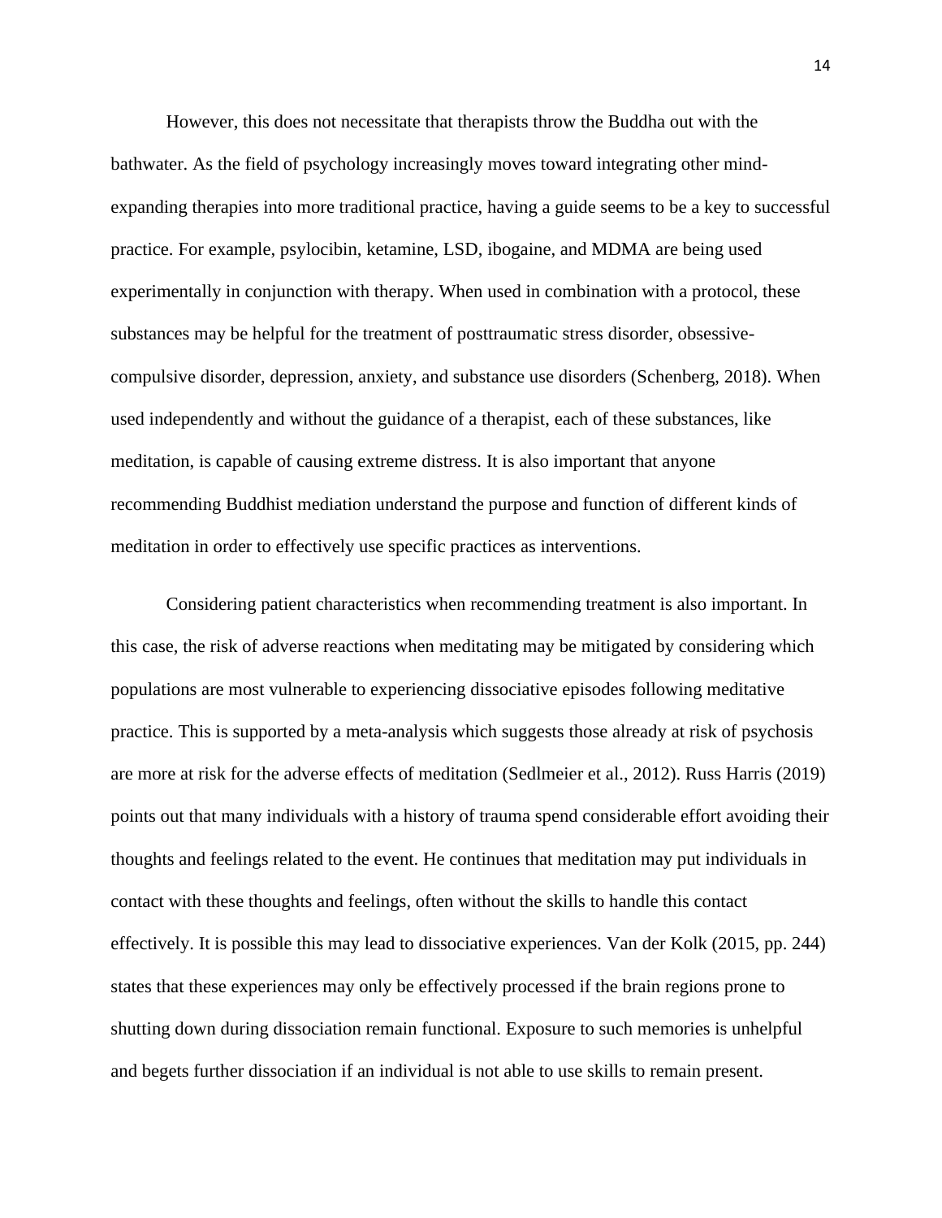However, this does not necessitate that therapists throw the Buddha out with the bathwater. As the field of psychology increasingly moves toward integrating other mind-expanding therapies into more traditional practice, having a guide seems to be a key to successful practice. For example, psylocibin, ketamine, LSD, ibogaine, and MDMA are being used experimentally in conjunction with therapy. When used in combination with a protocol, these substances may be helpful for the treatment of posttraumatic stress disorder, obsessive-compulsive disorder, depression, anxiety, and substance use disorders (Schenberg, 2018). When used independently and without the guidance of a therapist, each of these substances, like meditation, is capable of causing extreme distress. It is also important that anyone recommending Buddhist mediation understand the purpose and function of different kinds of meditation in order to effectively use specific practices as interventions.

Considering patient characteristics when recommending treatment is also important. In this case, the risk of adverse reactions when meditating may be mitigated by considering which populations are most vulnerable to experiencing dissociative episodes following meditative practice. This is supported by a meta-analysis which suggests those already at risk of psychosis are more at risk for the adverse effects of meditation (Sedlmeier et al., 2012). Russ Harris (2019) points out that many individuals with a history of trauma spend considerable effort avoiding their thoughts and feelings related to the event. He continues that meditation may put individuals in contact with these thoughts and feelings, often without the skills to handle this contact effectively. It is possible this may lead to dissociative experiences. Van der Kolk (2015, pp. 244) states that these experiences may only be effectively processed if the brain regions prone to shutting down during dissociation remain functional. Exposure to such memories is unhelpful and begets further dissociation if an individual is not able to use skills to remain present.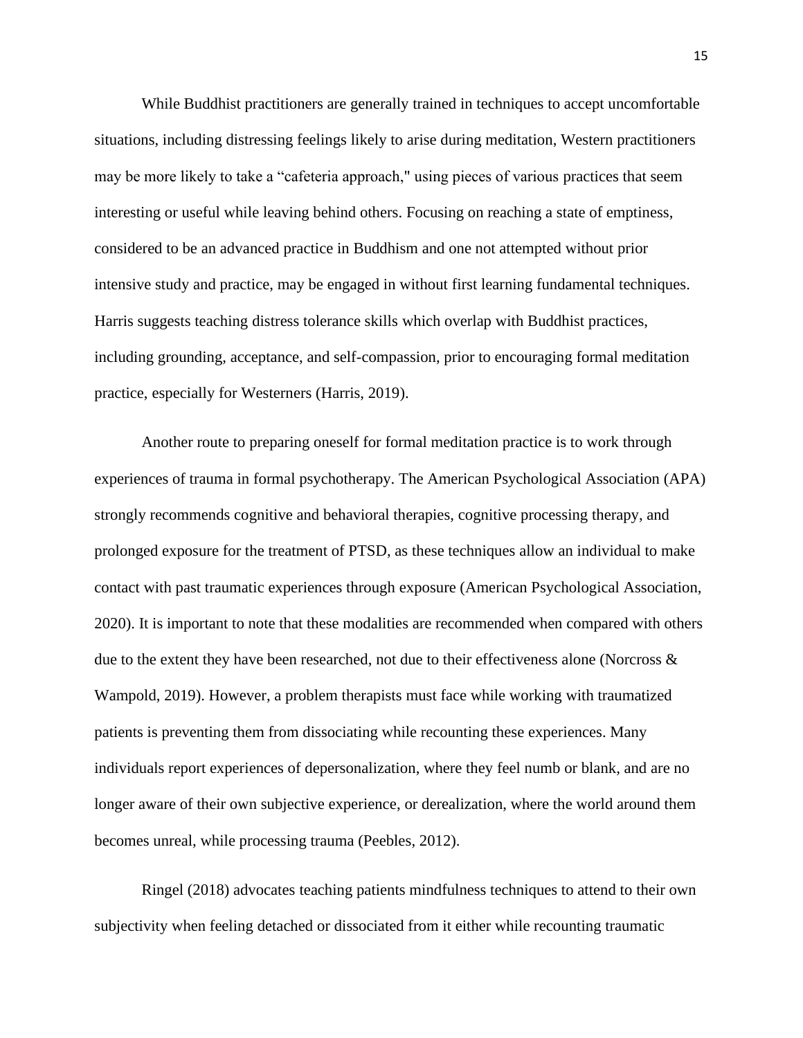While Buddhist practitioners are generally trained in techniques to accept uncomfortable situations, including distressing feelings likely to arise during meditation, Western practitioners may be more likely to take a “cafeteria approach," using pieces of various practices that seem interesting or useful while leaving behind others. Focusing on reaching a state of emptiness, considered to be an advanced practice in Buddhism and one not attempted without prior intensive study and practice, may be engaged in without first learning fundamental techniques. Harris suggests teaching distress tolerance skills which overlap with Buddhist practices, including grounding, acceptance, and self-compassion, prior to encouraging formal meditation practice, especially for Westerners (Harris, 2019).

Another route to preparing oneself for formal meditation practice is to work through experiences of trauma in formal psychotherapy. The American Psychological Association (APA) strongly recommends cognitive and behavioral therapies, cognitive processing therapy, and prolonged exposure for the treatment of PTSD, as these techniques allow an individual to make contact with past traumatic experiences through exposure (American Psychological Association, 2020). It is important to note that these modalities are recommended when compared with others due to the extent they have been researched, not due to their effectiveness alone (Norcross & Wampold, 2019). However, a problem therapists must face while working with traumatized patients is preventing them from dissociating while recounting these experiences. Many individuals report experiences of depersonalization, where they feel numb or blank, and are no longer aware of their own subjective experience, or derealization, where the world around them becomes unreal, while processing trauma (Peebles, 2012).

Ringel (2018) advocates teaching patients mindfulness techniques to attend to their own subjectivity when feeling detached or dissociated from it either while recounting traumatic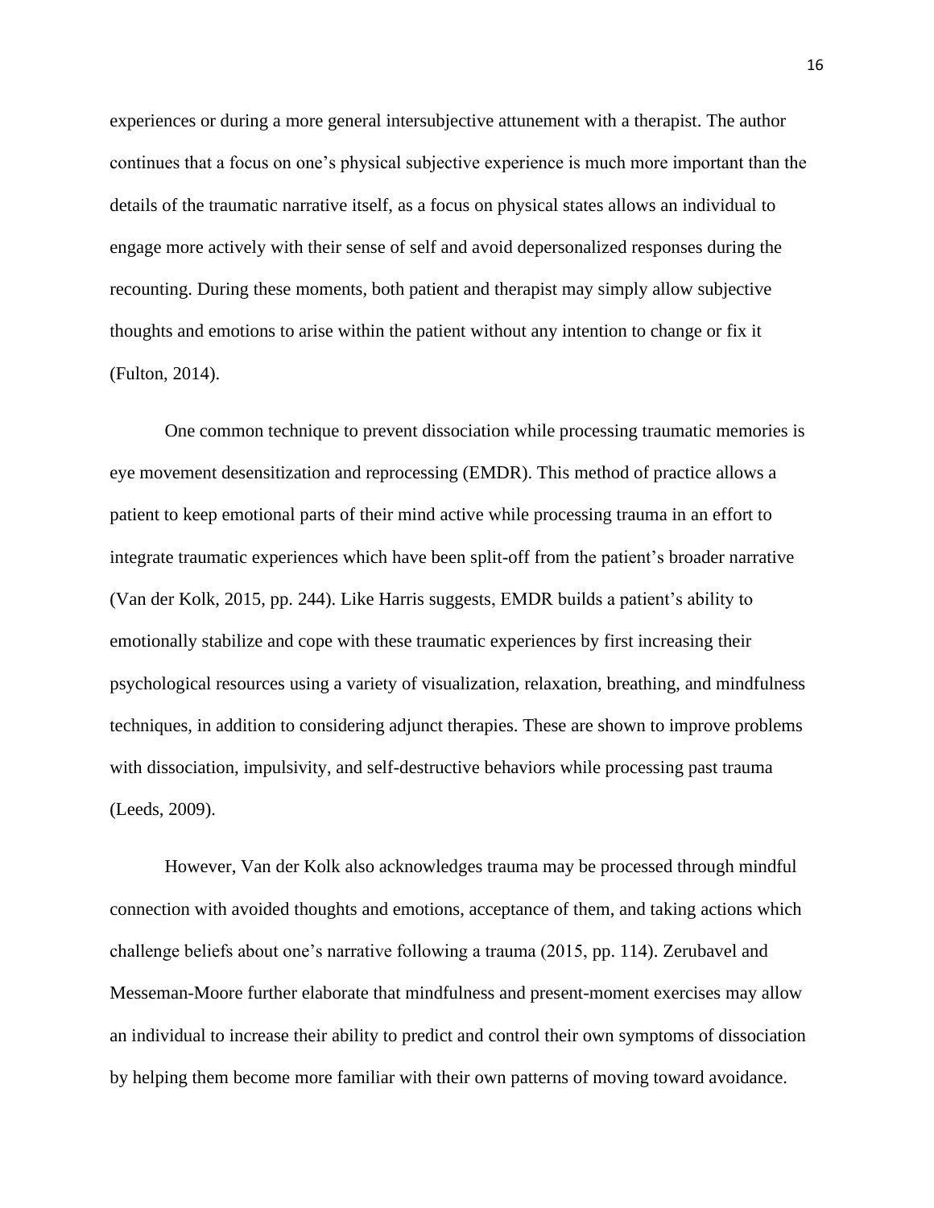experiences or during a more general intersubjective attunement with a therapist. The author continues that a focus on one's physical subjective experience is much more important than the details of the traumatic narrative itself, as a focus on physical states allows an individual to engage more actively with their sense of self and avoid depersonalized responses during the recounting. During these moments, both patient and therapist may simply allow subjective thoughts and emotions to arise within the patient without any intention to change or fix it (Fulton, 2014).

One common technique to prevent dissociation while processing traumatic memories is eye movement desensitization and reprocessing (EMDR). This method of practice allows a patient to keep emotional parts of their mind active while processing trauma in an effort to integrate traumatic experiences which have been split-off from the patient's broader narrative (Van der Kolk, 2015, pp. 244). Like Harris suggests, EMDR builds a patient's ability to emotionally stabilize and cope with these traumatic experiences by first increasing their psychological resources using a variety of visualization, relaxation, breathing, and mindfulness techniques, in addition to considering adjunct therapies. These are shown to improve problems with dissociation, impulsivity, and self-destructive behaviors while processing past trauma (Leeds, 2009).

However, Van der Kolk also acknowledges trauma may be processed through mindful connection with avoided thoughts and emotions, acceptance of them, and taking actions which challenge beliefs about one's narrative following a trauma (2015, pp. 114). Zerubavel and Messeman-Moore further elaborate that mindfulness and present-moment exercises may allow an individual to increase their ability to predict and control their own symptoms of dissociation by helping them become more familiar with their own patterns of moving toward avoidance.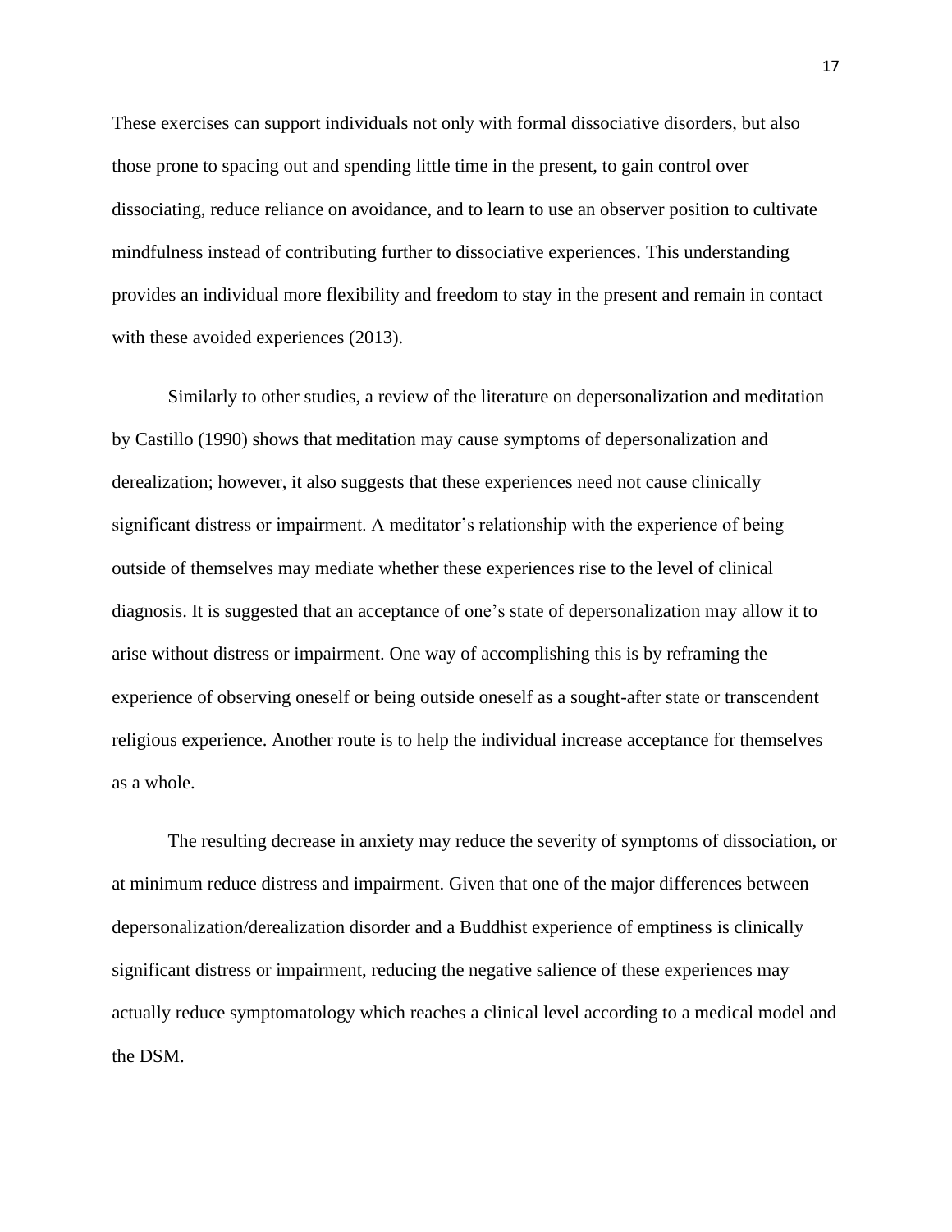These exercises can support individuals not only with formal dissociative disorders, but also those prone to spacing out and spending little time in the present, to gain control over dissociating, reduce reliance on avoidance, and to learn to use an observer position to cultivate mindfulness instead of contributing further to dissociative experiences. This understanding provides an individual more flexibility and freedom to stay in the present and remain in contact with these avoided experiences (2013).

Similarly to other studies, a review of the literature on depersonalization and meditation by Castillo (1990) shows that meditation may cause symptoms of depersonalization and derealization; however, it also suggests that these experiences need not cause clinically significant distress or impairment. A meditator's relationship with the experience of being outside of themselves may mediate whether these experiences rise to the level of clinical diagnosis. It is suggested that an acceptance of one's state of depersonalization may allow it to arise without distress or impairment. One way of accomplishing this is by reframing the experience of observing oneself or being outside oneself as a sought-after state or transcendent religious experience. Another route is to help the individual increase acceptance for themselves as a whole.

The resulting decrease in anxiety may reduce the severity of symptoms of dissociation, or at minimum reduce distress and impairment. Given that one of the major differences between depersonalization/derealization disorder and a Buddhist experience of emptiness is clinically significant distress or impairment, reducing the negative salience of these experiences may actually reduce symptomatology which reaches a clinical level according to a medical model and the DSM.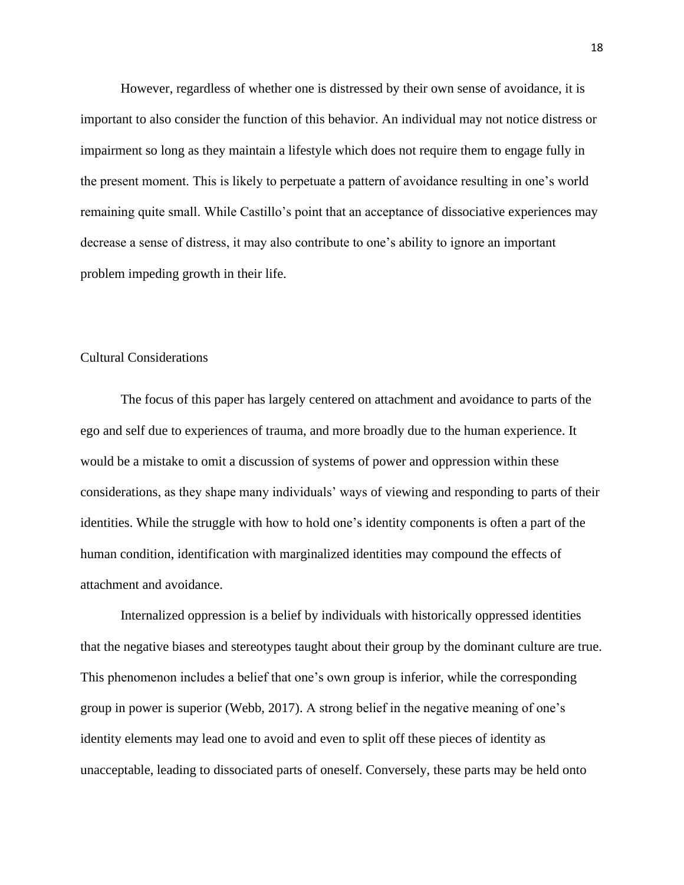However, regardless of whether one is distressed by their own sense of avoidance, it is important to also consider the function of this behavior. An individual may not notice distress or impairment so long as they maintain a lifestyle which does not require them to engage fully in the present moment. This is likely to perpetuate a pattern of avoidance resulting in one's world remaining quite small. While Castillo's point that an acceptance of dissociative experiences may decrease a sense of distress, it may also contribute to one's ability to ignore an important problem impeding growth in their life.

## Cultural Considerations

The focus of this paper has largely centered on attachment and avoidance to parts of the ego and self due to experiences of trauma, and more broadly due to the human experience. It would be a mistake to omit a discussion of systems of power and oppression within these considerations, as they shape many individuals' ways of viewing and responding to parts of their identities. While the struggle with how to hold one's identity components is often a part of the human condition, identification with marginalized identities may compound the effects of attachment and avoidance.

Internalized oppression is a belief by individuals with historically oppressed identities that the negative biases and stereotypes taught about their group by the dominant culture are true. This phenomenon includes a belief that one's own group is inferior, while the corresponding group in power is superior (Webb, 2017). A strong belief in the negative meaning of one's identity elements may lead one to avoid and even to split off these pieces of identity as unacceptable, leading to dissociated parts of oneself. Conversely, these parts may be held onto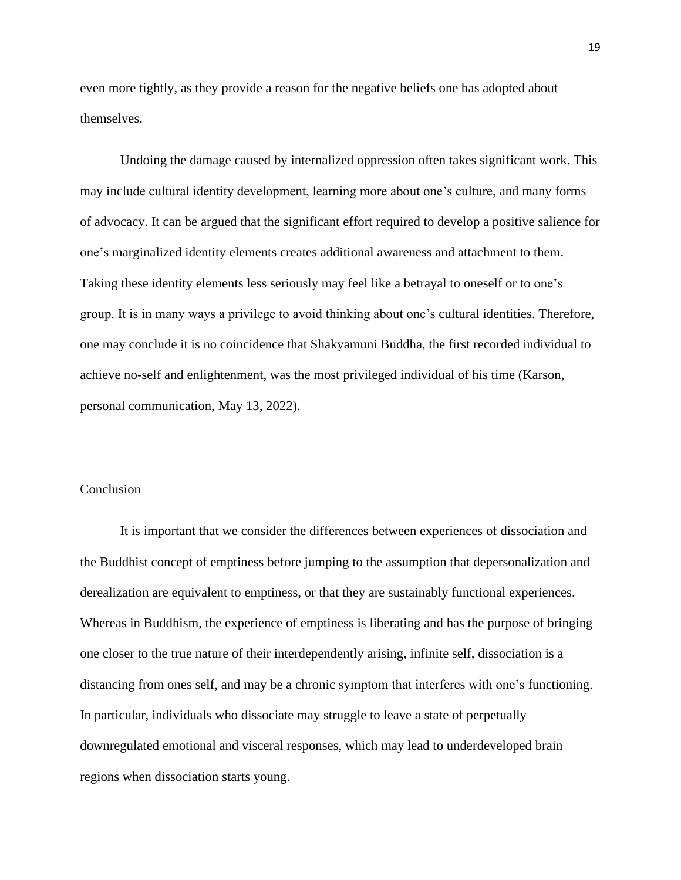even more tightly, as they provide a reason for the negative beliefs one has adopted about themselves.

Undoing the damage caused by internalized oppression often takes significant work. This may include cultural identity development, learning more about one's culture, and many forms of advocacy. It can be argued that the significant effort required to develop a positive salience for one's marginalized identity elements creates additional awareness and attachment to them. Taking these identity elements less seriously may feel like a betrayal to oneself or to one's group. It is in many ways a privilege to avoid thinking about one's cultural identities. Therefore, one may conclude it is no coincidence that Shakyamuni Buddha, the first recorded individual to achieve no-self and enlightenment, was the most privileged individual of his time (Karson, personal communication, May 13, 2022).

## Conclusion

It is important that we consider the differences between experiences of dissociation and the Buddhist concept of emptiness before jumping to the assumption that depersonalization and derealization are equivalent to emptiness, or that they are sustainably functional experiences. Whereas in Buddhism, the experience of emptiness is liberating and has the purpose of bringing one closer to the true nature of their interdependently arising, infinite self, dissociation is a distancing from ones self, and may be a chronic symptom that interferes with one's functioning. In particular, individuals who dissociate may struggle to leave a state of perpetually downregulated emotional and visceral responses, which may lead to underdeveloped brain regions when dissociation starts young.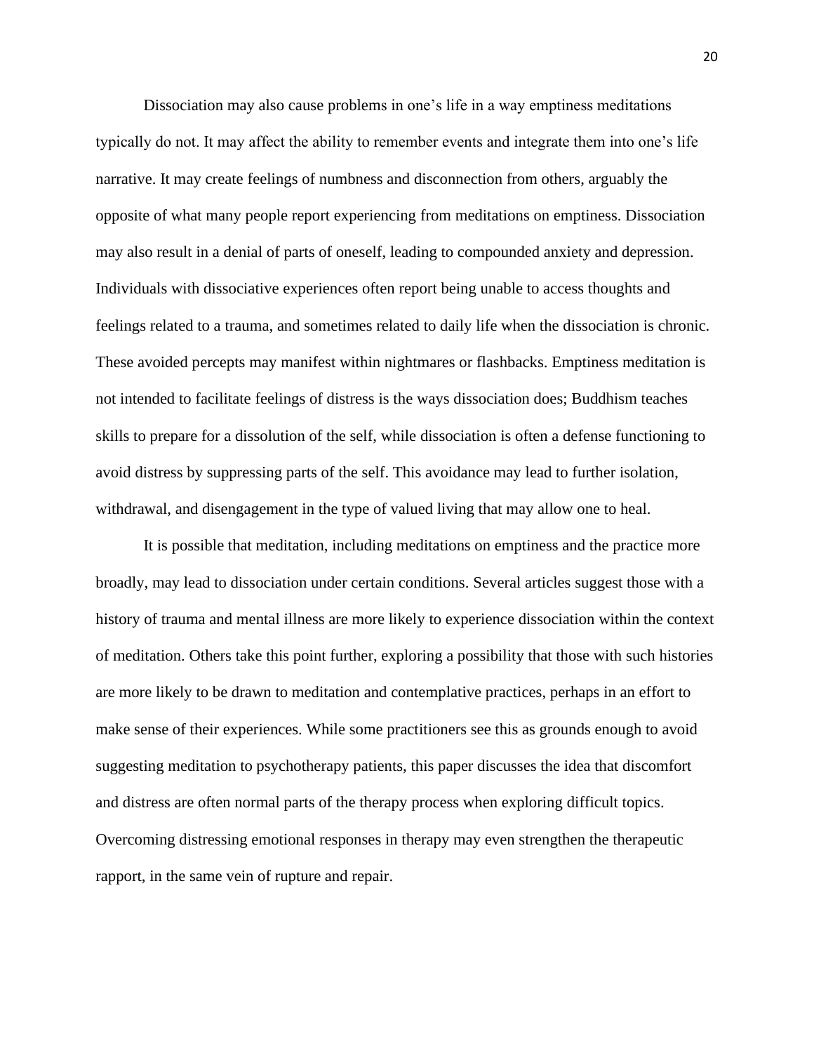Dissociation may also cause problems in one's life in a way emptiness meditations typically do not. It may affect the ability to remember events and integrate them into one's life narrative. It may create feelings of numbness and disconnection from others, arguably the opposite of what many people report experiencing from meditations on emptiness. Dissociation may also result in a denial of parts of oneself, leading to compounded anxiety and depression. Individuals with dissociative experiences often report being unable to access thoughts and feelings related to a trauma, and sometimes related to daily life when the dissociation is chronic. These avoided percepts may manifest within nightmares or flashbacks. Emptiness meditation is not intended to facilitate feelings of distress is the ways dissociation does; Buddhism teaches skills to prepare for a dissolution of the self, while dissociation is often a defense functioning to avoid distress by suppressing parts of the self. This avoidance may lead to further isolation, withdrawal, and disengagement in the type of valued living that may allow one to heal.

It is possible that meditation, including meditations on emptiness and the practice more broadly, may lead to dissociation under certain conditions. Several articles suggest those with a history of trauma and mental illness are more likely to experience dissociation within the context of meditation. Others take this point further, exploring a possibility that those with such histories are more likely to be drawn to meditation and contemplative practices, perhaps in an effort to make sense of their experiences. While some practitioners see this as grounds enough to avoid suggesting meditation to psychotherapy patients, this paper discusses the idea that discomfort and distress are often normal parts of the therapy process when exploring difficult topics. Overcoming distressing emotional responses in therapy may even strengthen the therapeutic rapport, in the same vein of rupture and repair.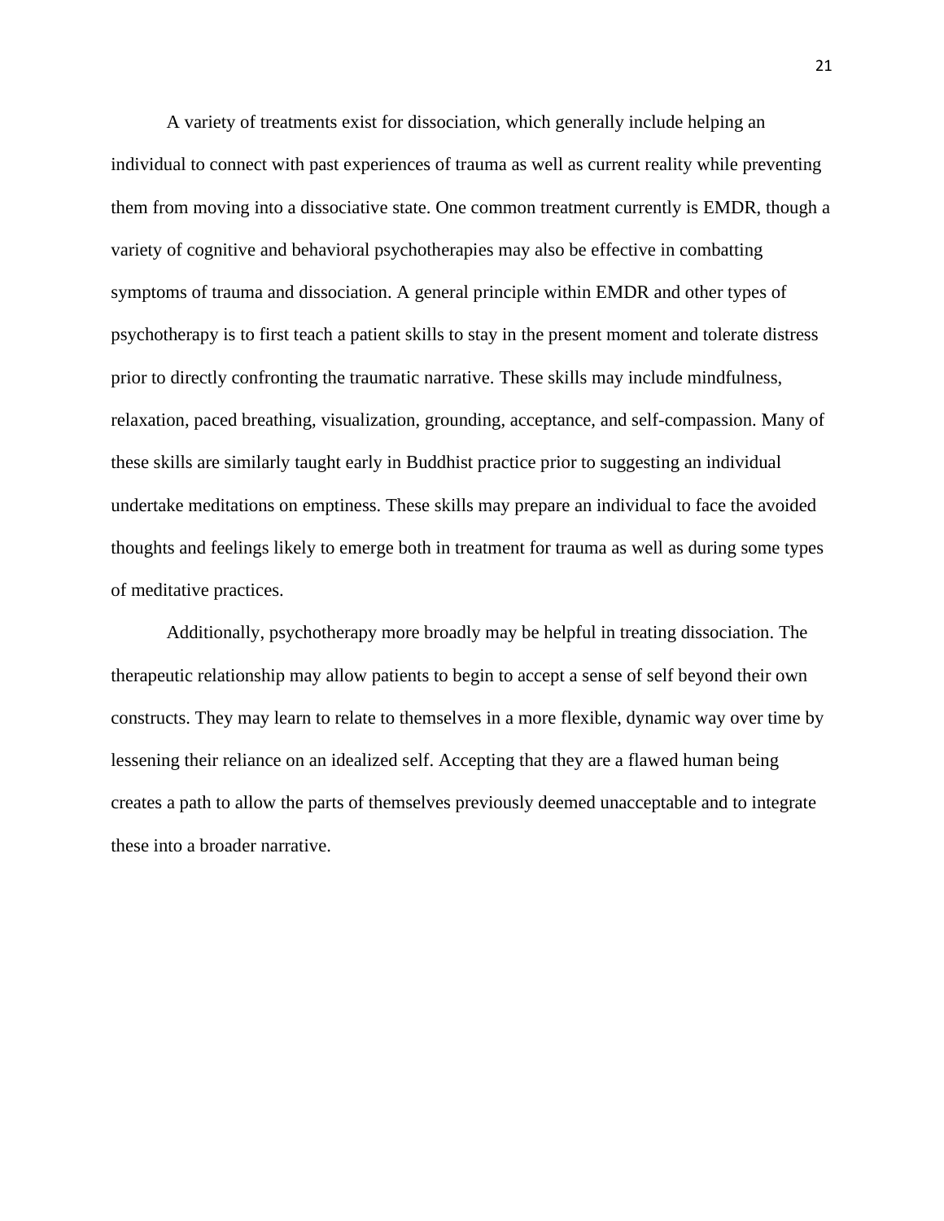A variety of treatments exist for dissociation, which generally include helping an individual to connect with past experiences of trauma as well as current reality while preventing them from moving into a dissociative state. One common treatment currently is EMDR, though a variety of cognitive and behavioral psychotherapies may also be effective in combatting symptoms of trauma and dissociation. A general principle within EMDR and other types of psychotherapy is to first teach a patient skills to stay in the present moment and tolerate distress prior to directly confronting the traumatic narrative. These skills may include mindfulness, relaxation, paced breathing, visualization, grounding, acceptance, and self-compassion. Many of these skills are similarly taught early in Buddhist practice prior to suggesting an individual undertake meditations on emptiness. These skills may prepare an individual to face the avoided thoughts and feelings likely to emerge both in treatment for trauma as well as during some types of meditative practices.

Additionally, psychotherapy more broadly may be helpful in treating dissociation. The therapeutic relationship may allow patients to begin to accept a sense of self beyond their own constructs. They may learn to relate to themselves in a more flexible, dynamic way over time by lessening their reliance on an idealized self. Accepting that they are a flawed human being creates a path to allow the parts of themselves previously deemed unacceptable and to integrate these into a broader narrative.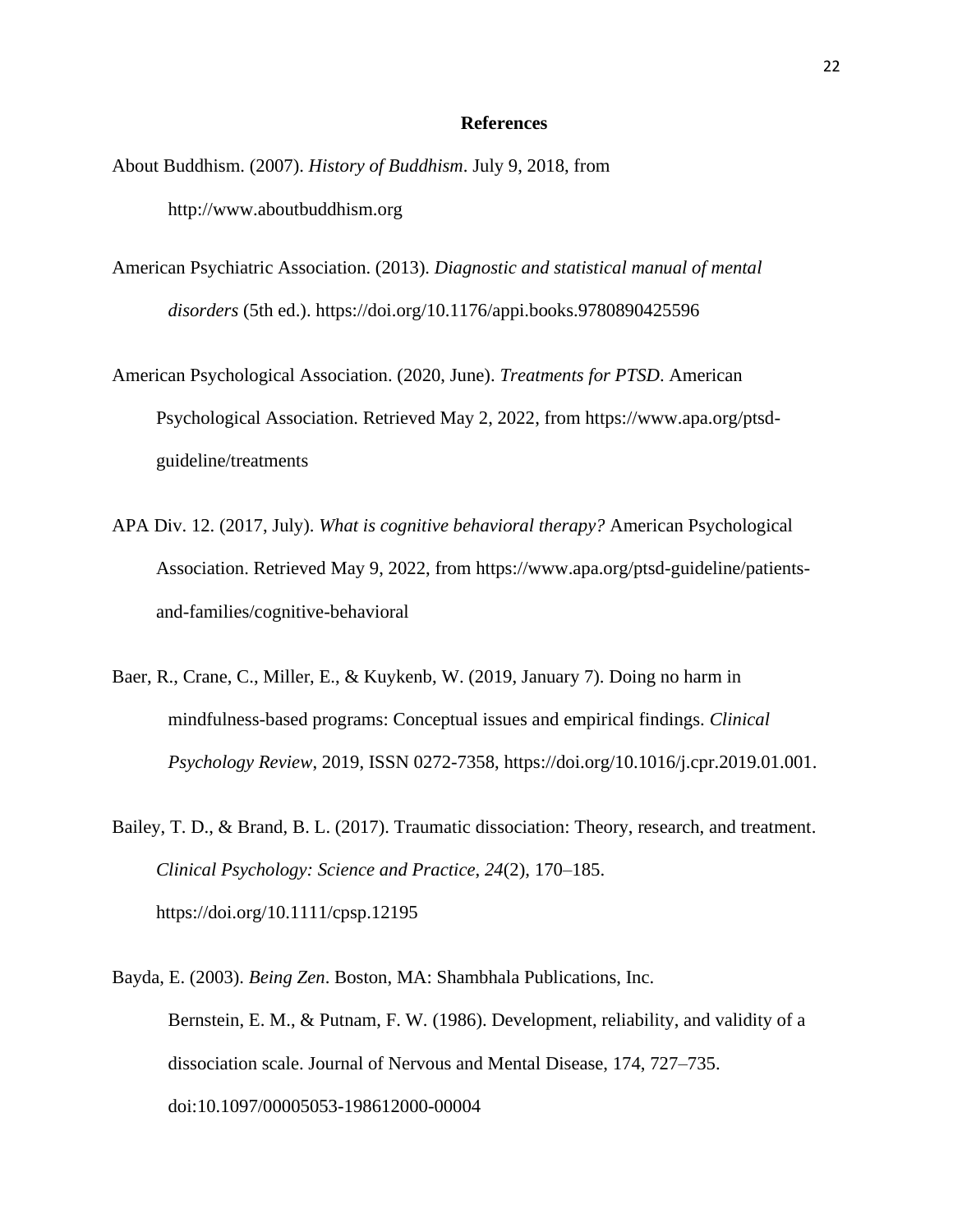## References

About Buddhism. (2007). *History of Buddhism*. July 9, 2018, from http://www.aboutbuddhism.org

American Psychiatric Association. (2013). *Diagnostic and statistical manual of mental disorders* (5th ed.). https://doi.org/10.1176/appi.books.9780890425596

American Psychological Association. (2020, June). *Treatments for PTSD*. American Psychological Association. Retrieved May 2, 2022, from https://www.apa.org/ptsd-guideline/treatments

APA Div. 12. (2017, July). *What is cognitive behavioral therapy?* American Psychological Association. Retrieved May 9, 2022, from https://www.apa.org/ptsd-guideline/patients-and-families/cognitive-behavioral

Baer, R., Crane, C., Miller, E., & Kuykenb, W. (2019, January 7). Doing no harm in mindfulness-based programs: Conceptual issues and empirical findings. *Clinical Psychology Review*, 2019, ISSN 0272-7358, https://doi.org/10.1016/j.cpr.2019.01.001.

Bailey, T. D., & Brand, B. L. (2017). Traumatic dissociation: Theory, research, and treatment. *Clinical Psychology: Science and Practice*, *24*(2), 170–185. https://doi.org/10.1111/cpsp.12195

Bayda, E. (2003). *Being Zen*. Boston, MA: Shambhala Publications, Inc. Bernstein, E. M., & Putnam, F. W. (1986). Development, reliability, and validity of a dissociation scale. Journal of Nervous and Mental Disease, 174, 727–735. doi:10.1097/00005053-198612000-00004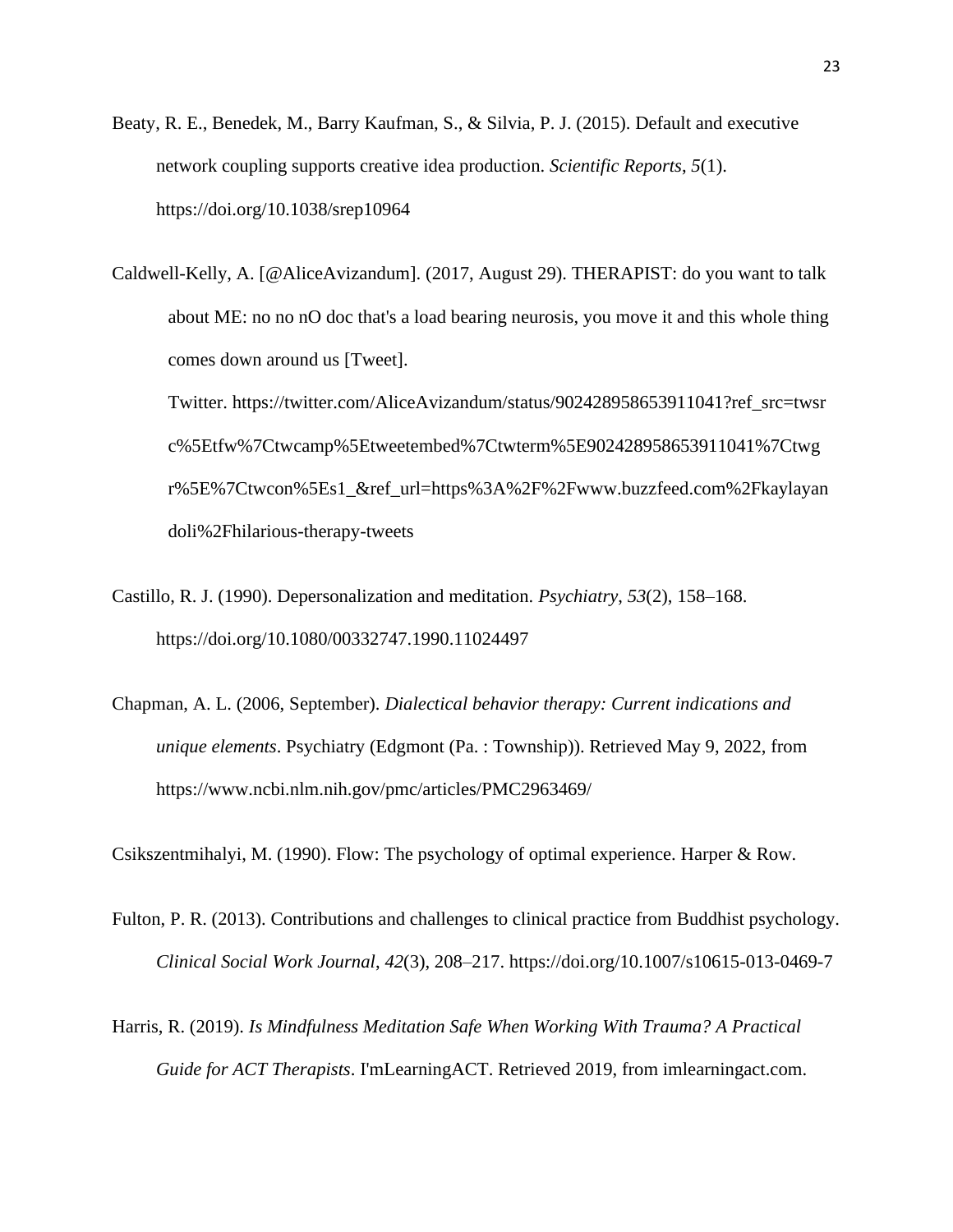Beaty, R. E., Benedek, M., Barry Kaufman, S., & Silvia, P. J. (2015). Default and executive network coupling supports creative idea production. *Scientific Reports*, *5*(1). https://doi.org/10.1038/srep10964

Caldwell-Kelly, A. [@AliceAvizandum]. (2017, August 29). THERAPIST: do you want to talk about ME: no no nO doc that's a load bearing neurosis, you move it and this whole thing comes down around us [Tweet]. Twitter. https://twitter.com/AliceAvizandum/status/902428958653911041?ref_src=twsrc%5Etfw%7Ctwcamp%5Etweetembed%7Ctwterm%5E902428958653911041%7Ctwgr%5E%7Ctwcon%5Es1_&ref_url=https%3A%2F%2Fwww.buzzfeed.com%2Fkaylayandoli%2Fhilarious-therapy-tweets

Castillo, R. J. (1990). Depersonalization and meditation. *Psychiatry*, *53*(2), 158–168. https://doi.org/10.1080/00332747.1990.11024497

Chapman, A. L. (2006, September). *Dialectical behavior therapy: Current indications and unique elements*. Psychiatry (Edgmont (Pa. : Township)). Retrieved May 9, 2022, from https://www.ncbi.nlm.nih.gov/pmc/articles/PMC2963469/

Csikszentmihalyi, M. (1990). Flow: The psychology of optimal experience. Harper & Row.

Fulton, P. R. (2013). Contributions and challenges to clinical practice from Buddhist psychology. *Clinical Social Work Journal*, *42*(3), 208–217. https://doi.org/10.1007/s10615-013-0469-7

Harris, R. (2019). *Is Mindfulness Meditation Safe When Working With Trauma? A Practical Guide for ACT Therapists*. I'mLearningACT. Retrieved 2019, from imlearningact.com.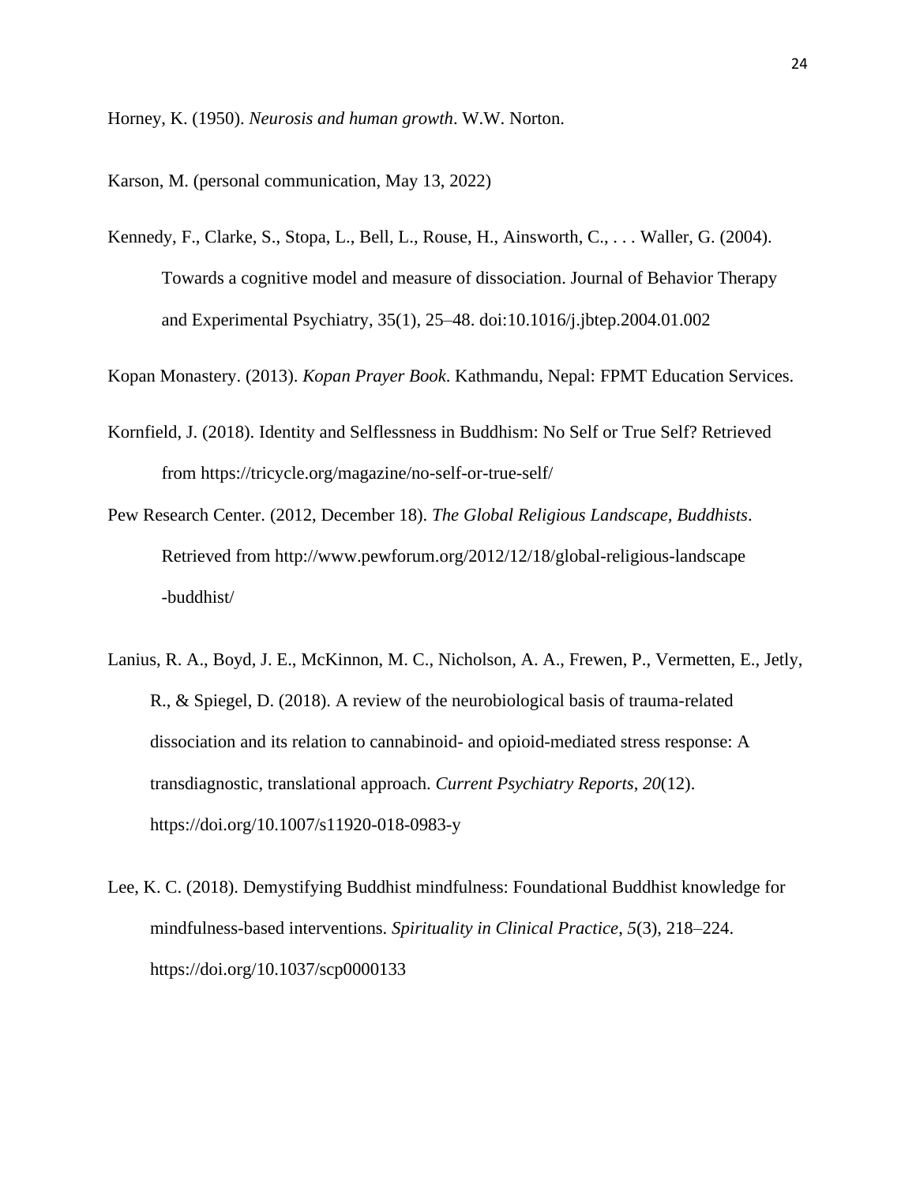Horney, K. (1950). *Neurosis and human growth*. W.W. Norton.

Karson, M. (personal communication, May 13, 2022)

Kennedy, F., Clarke, S., Stopa, L., Bell, L., Rouse, H., Ainsworth, C., . . . Waller, G. (2004). Towards a cognitive model and measure of dissociation. Journal of Behavior Therapy and Experimental Psychiatry, 35(1), 25–48. doi:10.1016/j.jbtep.2004.01.002

Kopan Monastery. (2013). *Kopan Prayer Book*. Kathmandu, Nepal: FPMT Education Services.

Kornfield, J. (2018). Identity and Selflessness in Buddhism: No Self or True Self? Retrieved from https://tricycle.org/magazine/no-self-or-true-self/

Pew Research Center. (2012, December 18). *The Global Religious Landscape, Buddhists*. Retrieved from http://www.pewforum.org/2012/12/18/global-religious-landscape -buddhist/

Lanius, R. A., Boyd, J. E., McKinnon, M. C., Nicholson, A. A., Frewen, P., Vermetten, E., Jetly, R., & Spiegel, D. (2018). A review of the neurobiological basis of trauma-related dissociation and its relation to cannabinoid- and opioid-mediated stress response: A transdiagnostic, translational approach. *Current Psychiatry Reports*, *20*(12). https://doi.org/10.1007/s11920-018-0983-y

Lee, K. C. (2018). Demystifying Buddhist mindfulness: Foundational Buddhist knowledge for mindfulness-based interventions. *Spirituality in Clinical Practice*, *5*(3), 218–224. https://doi.org/10.1037/scp0000133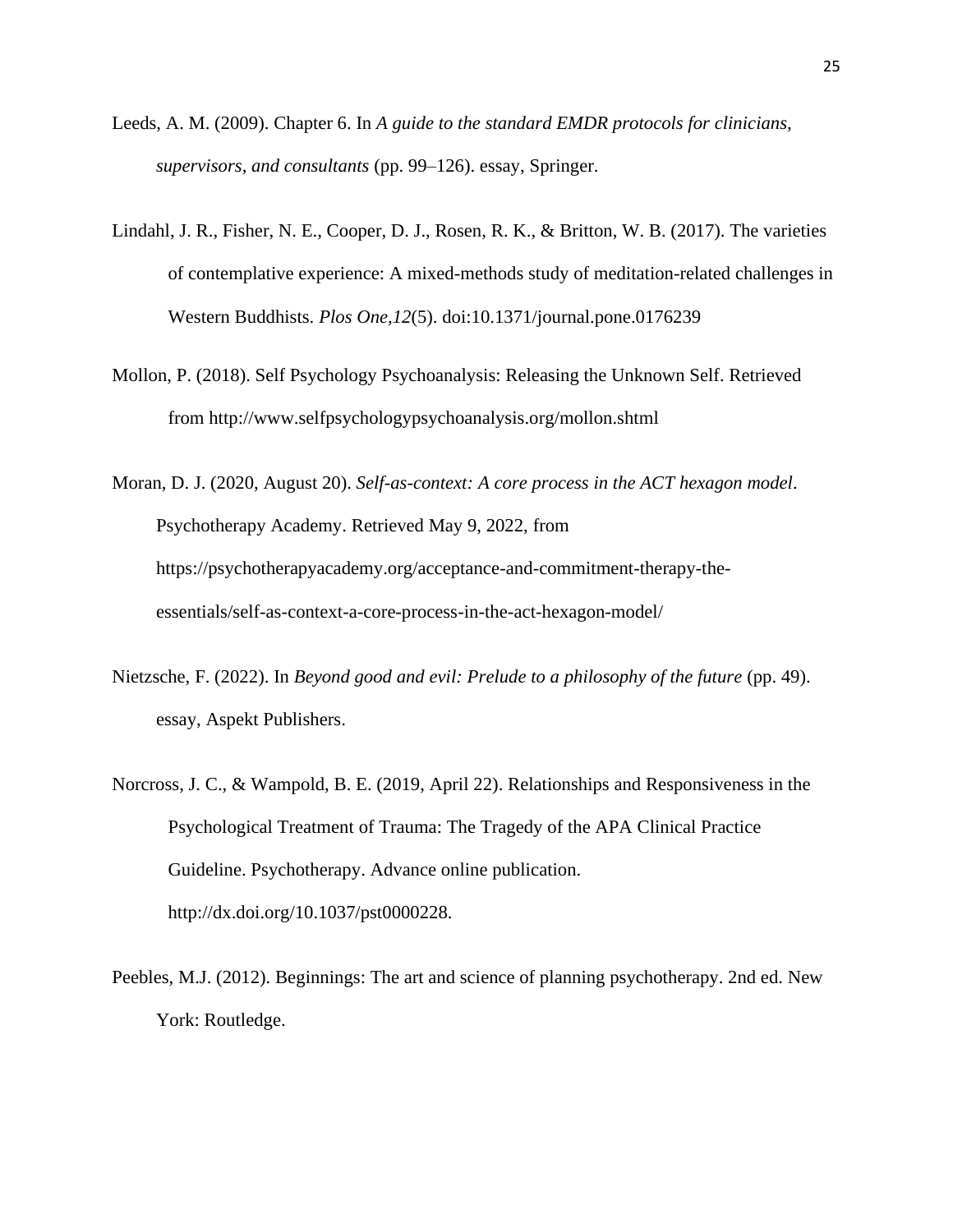Leeds, A. M. (2009). Chapter 6. In *A guide to the standard EMDR protocols for clinicians, supervisors, and consultants* (pp. 99–126). essay, Springer.

Lindahl, J. R., Fisher, N. E., Cooper, D. J., Rosen, R. K., & Britton, W. B. (2017). The varieties of contemplative experience: A mixed-methods study of meditation-related challenges in Western Buddhists. *Plos One,12*(5). doi:10.1371/journal.pone.0176239

Mollon, P. (2018). Self Psychology Psychoanalysis: Releasing the Unknown Self. Retrieved from http://www.selfpsychologypsychoanalysis.org/mollon.shtml

Moran, D. J. (2020, August 20). *Self-as-context: A core process in the ACT hexagon model*. Psychotherapy Academy. Retrieved May 9, 2022, from https://psychotherapyacademy.org/acceptance-and-commitment-therapy-the-essentials/self-as-context-a-core-process-in-the-act-hexagon-model/

Nietzsche, F. (2022). In *Beyond good and evil: Prelude to a philosophy of the future* (pp. 49). essay, Aspekt Publishers.

Norcross, J. C., & Wampold, B. E. (2019, April 22). Relationships and Responsiveness in the Psychological Treatment of Trauma: The Tragedy of the APA Clinical Practice Guideline. Psychotherapy. Advance online publication. http://dx.doi.org/10.1037/pst0000228.

Peebles, M.J. (2012). Beginnings: The art and science of planning psychotherapy. 2nd ed. New York: Routledge.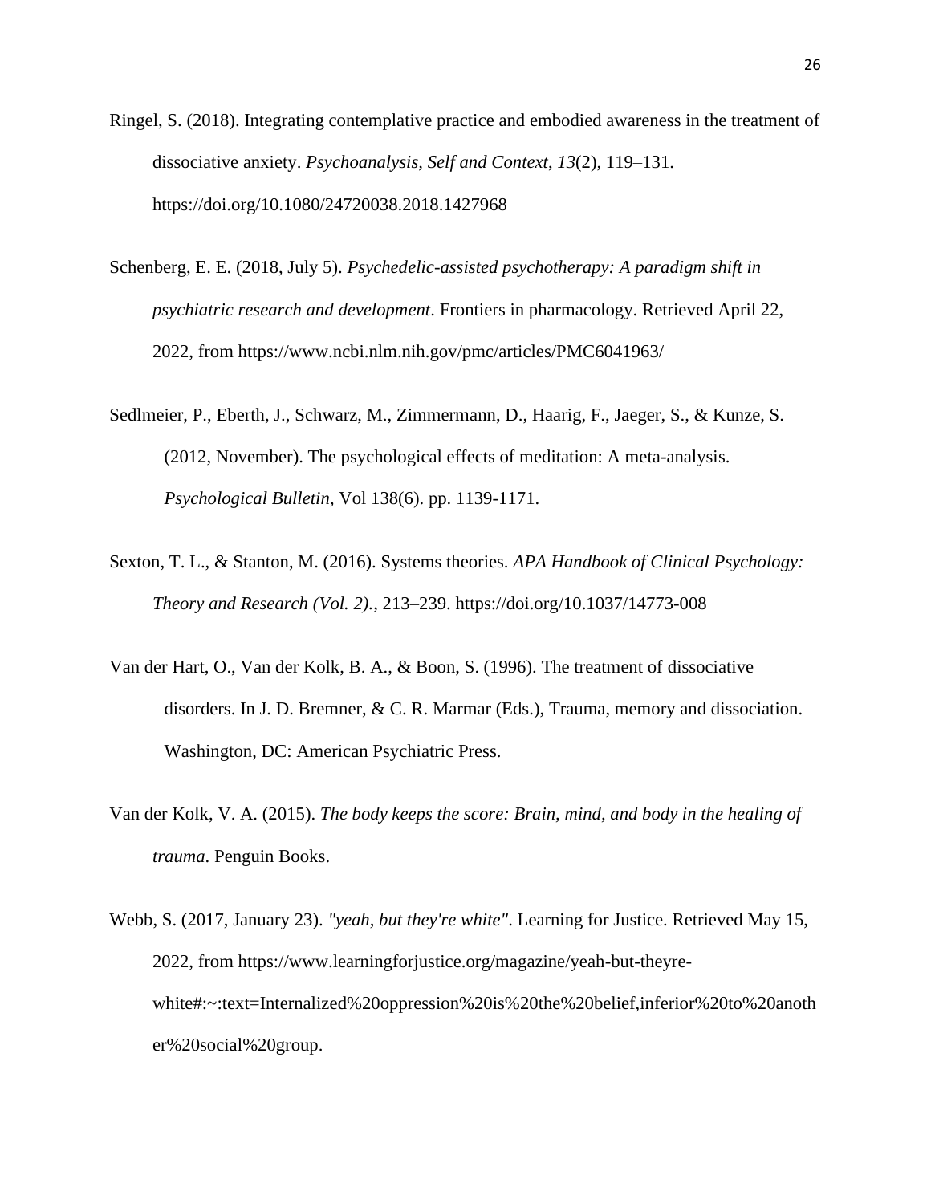Ringel, S. (2018). Integrating contemplative practice and embodied awareness in the treatment of dissociative anxiety. *Psychoanalysis, Self and Context*, *13*(2), 119–131. https://doi.org/10.1080/24720038.2018.1427968

Schenberg, E. E. (2018, July 5). *Psychedelic-assisted psychotherapy: A paradigm shift in psychiatric research and development*. Frontiers in pharmacology. Retrieved April 22, 2022, from https://www.ncbi.nlm.nih.gov/pmc/articles/PMC6041963/

Sedlmeier, P., Eberth, J., Schwarz, M., Zimmermann, D., Haarig, F., Jaeger, S., & Kunze, S. (2012, November). The psychological effects of meditation: A meta-analysis. *Psychological Bulletin*, Vol 138(6). pp. 1139-1171.

Sexton, T. L., & Stanton, M. (2016). Systems theories. *APA Handbook of Clinical Psychology: Theory and Research (Vol. 2).*, 213–239. https://doi.org/10.1037/14773-008

Van der Hart, O., Van der Kolk, B. A., & Boon, S. (1996). The treatment of dissociative disorders. In J. D. Bremner, & C. R. Marmar (Eds.), Trauma, memory and dissociation. Washington, DC: American Psychiatric Press.

Van der Kolk, V. A. (2015). *The body keeps the score: Brain, mind, and body in the healing of trauma*. Penguin Books.

Webb, S. (2017, January 23). *"yeah, but they're white"*. Learning for Justice. Retrieved May 15, 2022, from https://www.learningforjustice.org/magazine/yeah-but-theyre-white#:~:text=Internalized%20oppression%20is%20the%20belief,inferior%20to%20another%20social%20group.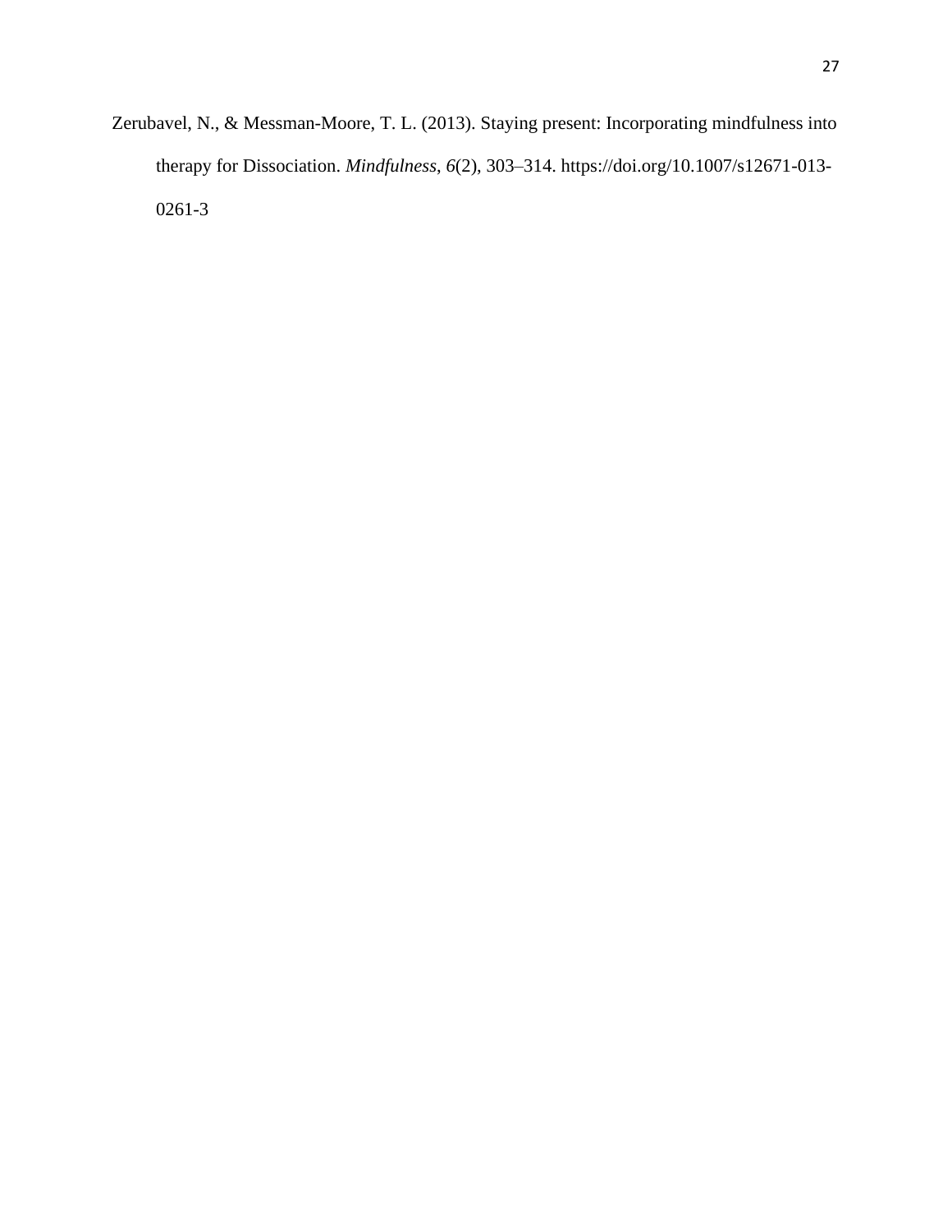Zerubavel, N., & Messman-Moore, T. L. (2013). Staying present: Incorporating mindfulness into therapy for Dissociation. *Mindfulness*, *6*(2), 303–314. https://doi.org/10.1007/s12671-013-0261-3